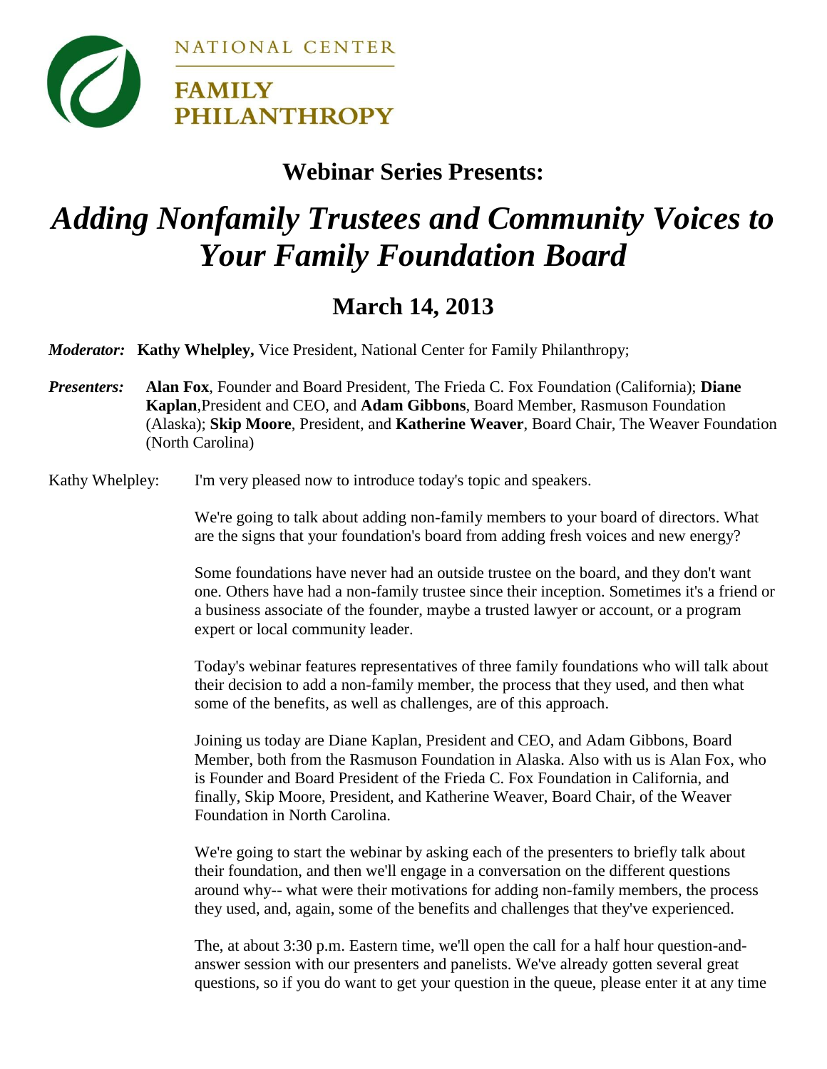NATIONAL CENTER

FAMILY PHILANTHROPY

## Webinar Series Presents:

# *Adding Nonfamily Trustees and Community Voices to Your Family Foundation Board*

## March 14, 2013

***Moderator:*** **Kathy Whelpley,** Vice President, National Center for Family Philanthropy;

***Presenters:*** **Alan Fox**, Founder and Board President, The Frieda C. Fox Foundation (California); **Diane Kaplan**,President and CEO, and **Adam Gibbons**, Board Member, Rasmuson Foundation (Alaska); **Skip Moore**, President, and **Katherine Weaver**, Board Chair, The Weaver Foundation (North Carolina)

Kathy Whelpley: I'm very pleased now to introduce today's topic and speakers.

We're going to talk about adding non-family members to your board of directors. What are the signs that your foundation's board from adding fresh voices and new energy?

Some foundations have never had an outside trustee on the board, and they don't want one. Others have had a non-family trustee since their inception. Sometimes it's a friend or a business associate of the founder, maybe a trusted lawyer or account, or a program expert or local community leader.

Today's webinar features representatives of three family foundations who will talk about their decision to add a non-family member, the process that they used, and then what some of the benefits, as well as challenges, are of this approach.

Joining us today are Diane Kaplan, President and CEO, and Adam Gibbons, Board Member, both from the Rasmuson Foundation in Alaska. Also with us is Alan Fox, who is Founder and Board President of the Frieda C. Fox Foundation in California, and finally, Skip Moore, President, and Katherine Weaver, Board Chair, of the Weaver Foundation in North Carolina.

We're going to start the webinar by asking each of the presenters to briefly talk about their foundation, and then we'll engage in a conversation on the different questions around why-- what were their motivations for adding non-family members, the process they used, and, again, some of the benefits and challenges that they've experienced.

The, at about 3:30 p.m. Eastern time, we'll open the call for a half hour question-and-answer session with our presenters and panelists. We've already gotten several great questions, so if you do want to get your question in the queue, please enter it at any time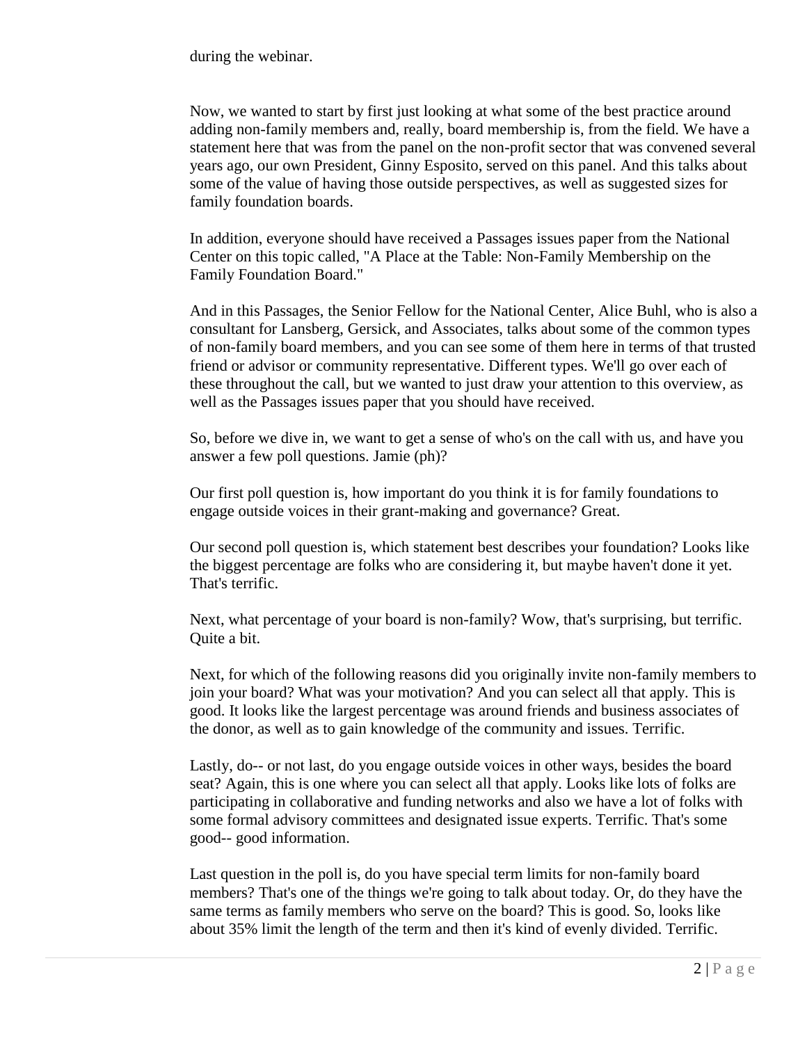during the webinar.

Now, we wanted to start by first just looking at what some of the best practice around adding non-family members and, really, board membership is, from the field. We have a statement here that was from the panel on the non-profit sector that was convened several years ago, our own President, Ginny Esposito, served on this panel. And this talks about some of the value of having those outside perspectives, as well as suggested sizes for family foundation boards.

In addition, everyone should have received a Passages issues paper from the National Center on this topic called, "A Place at the Table: Non-Family Membership on the Family Foundation Board."

And in this Passages, the Senior Fellow for the National Center, Alice Buhl, who is also a consultant for Lansberg, Gersick, and Associates, talks about some of the common types of non-family board members, and you can see some of them here in terms of that trusted friend or advisor or community representative. Different types. We'll go over each of these throughout the call, but we wanted to just draw your attention to this overview, as well as the Passages issues paper that you should have received.

So, before we dive in, we want to get a sense of who's on the call with us, and have you answer a few poll questions. Jamie (ph)?

Our first poll question is, how important do you think it is for family foundations to engage outside voices in their grant-making and governance? Great.

Our second poll question is, which statement best describes your foundation? Looks like the biggest percentage are folks who are considering it, but maybe haven't done it yet. That's terrific.

Next, what percentage of your board is non-family? Wow, that's surprising, but terrific. Quite a bit.

Next, for which of the following reasons did you originally invite non-family members to join your board? What was your motivation? And you can select all that apply. This is good. It looks like the largest percentage was around friends and business associates of the donor, as well as to gain knowledge of the community and issues. Terrific.

Lastly, do-- or not last, do you engage outside voices in other ways, besides the board seat? Again, this is one where you can select all that apply. Looks like lots of folks are participating in collaborative and funding networks and also we have a lot of folks with some formal advisory committees and designated issue experts. Terrific. That's some good-- good information.

Last question in the poll is, do you have special term limits for non-family board members? That's one of the things we're going to talk about today. Or, do they have the same terms as family members who serve on the board? This is good. So, looks like about 35% limit the length of the term and then it's kind of evenly divided. Terrific.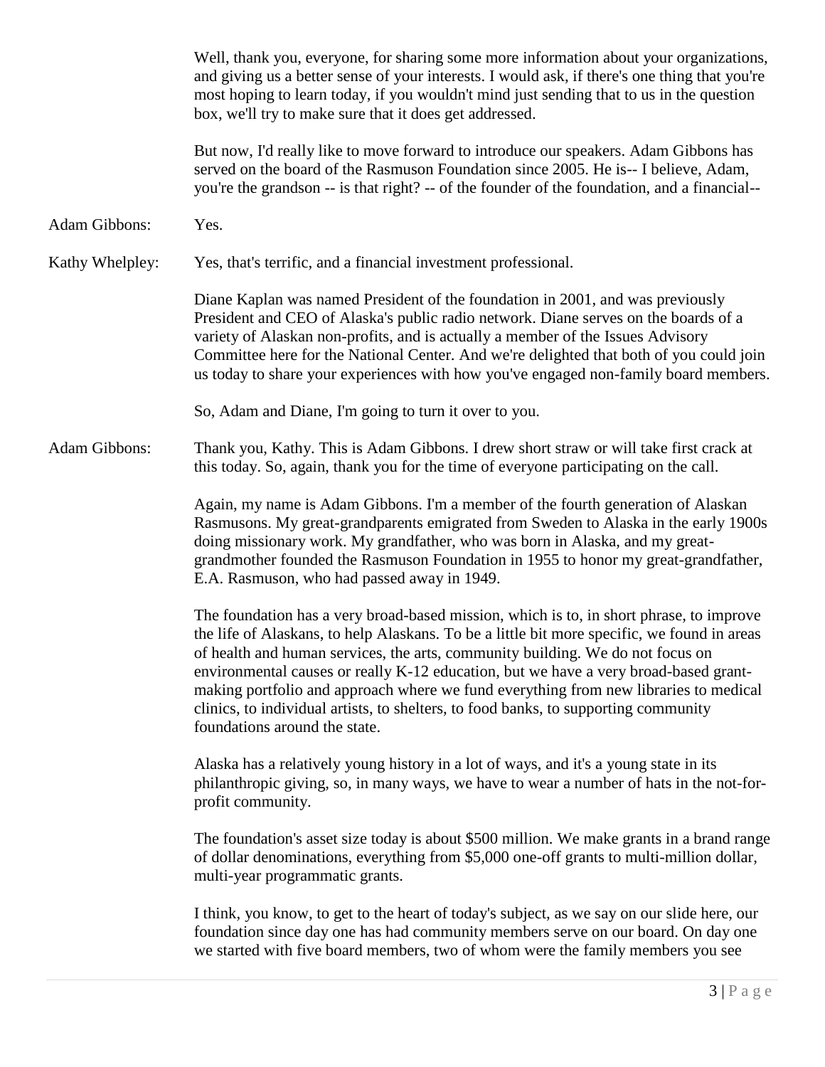Well, thank you, everyone, for sharing some more information about your organizations, and giving us a better sense of your interests. I would ask, if there's one thing that you're most hoping to learn today, if you wouldn't mind just sending that to us in the question box, we'll try to make sure that it does get addressed.

But now, I'd really like to move forward to introduce our speakers. Adam Gibbons has served on the board of the Rasmuson Foundation since 2005. He is-- I believe, Adam, you're the grandson -- is that right? -- of the founder of the foundation, and a financial--

**Adam Gibbons:** Yes.

**Kathy Whelpley:** Yes, that's terrific, and a financial investment professional.

Diane Kaplan was named President of the foundation in 2001, and was previously President and CEO of Alaska's public radio network. Diane serves on the boards of a variety of Alaskan non-profits, and is actually a member of the Issues Advisory Committee here for the National Center. And we're delighted that both of you could join us today to share your experiences with how you've engaged non-family board members.

So, Adam and Diane, I'm going to turn it over to you.

**Adam Gibbons:** Thank you, Kathy. This is Adam Gibbons. I drew short straw or will take first crack at this today. So, again, thank you for the time of everyone participating on the call.

Again, my name is Adam Gibbons. I'm a member of the fourth generation of Alaskan Rasmusons. My great-grandparents emigrated from Sweden to Alaska in the early 1900s doing missionary work. My grandfather, who was born in Alaska, and my great-grandmother founded the Rasmuson Foundation in 1955 to honor my great-grandfather, E.A. Rasmuson, who had passed away in 1949.

The foundation has a very broad-based mission, which is to, in short phrase, to improve the life of Alaskans, to help Alaskans. To be a little bit more specific, we found in areas of health and human services, the arts, community building. We do not focus on environmental causes or really K-12 education, but we have a very broad-based grant-making portfolio and approach where we fund everything from new libraries to medical clinics, to individual artists, to shelters, to food banks, to supporting community foundations around the state.

Alaska has a relatively young history in a lot of ways, and it's a young state in its philanthropic giving, so, in many ways, we have to wear a number of hats in the not-for-profit community.

The foundation's asset size today is about $500 million. We make grants in a brand range of dollar denominations, everything from $5,000 one-off grants to multi-million dollar, multi-year programmatic grants.

I think, you know, to get to the heart of today's subject, as we say on our slide here, our foundation since day one has had community members serve on our board. On day one we started with five board members, two of whom were the family members you see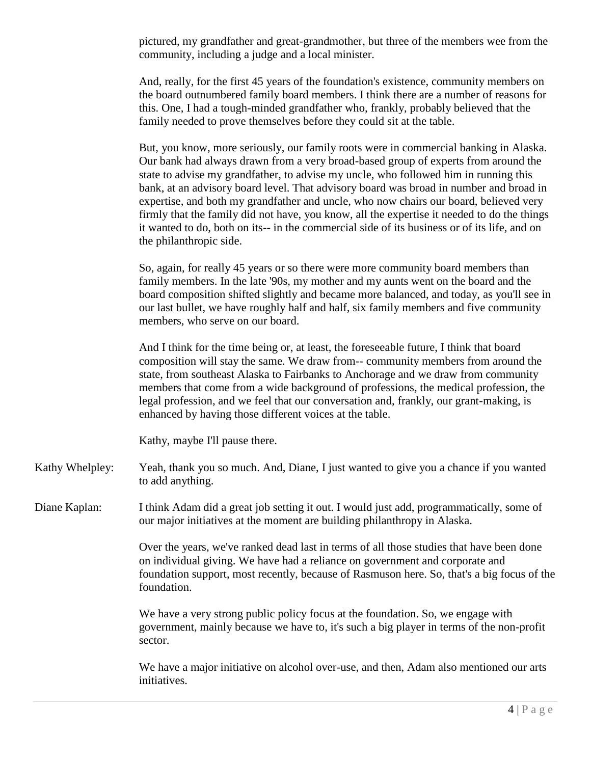pictured, my grandfather and great-grandmother, but three of the members wee from the community, including a judge and a local minister.

And, really, for the first 45 years of the foundation's existence, community members on the board outnumbered family board members. I think there are a number of reasons for this. One, I had a tough-minded grandfather who, frankly, probably believed that the family needed to prove themselves before they could sit at the table.

But, you know, more seriously, our family roots were in commercial banking in Alaska. Our bank had always drawn from a very broad-based group of experts from around the state to advise my grandfather, to advise my uncle, who followed him in running this bank, at an advisory board level. That advisory board was broad in number and broad in expertise, and both my grandfather and uncle, who now chairs our board, believed very firmly that the family did not have, you know, all the expertise it needed to do the things it wanted to do, both on its-- in the commercial side of its business or of its life, and on the philanthropic side.

So, again, for really 45 years or so there were more community board members than family members. In the late '90s, my mother and my aunts went on the board and the board composition shifted slightly and became more balanced, and today, as you'll see in our last bullet, we have roughly half and half, six family members and five community members, who serve on our board.

And I think for the time being or, at least, the foreseeable future, I think that board composition will stay the same. We draw from-- community members from around the state, from southeast Alaska to Fairbanks to Anchorage and we draw from community members that come from a wide background of professions, the medical profession, the legal profession, and we feel that our conversation and, frankly, our grant-making, is enhanced by having those different voices at the table.

Kathy, maybe I'll pause there.

Kathy Whelpley: Yeah, thank you so much. And, Diane, I just wanted to give you a chance if you wanted to add anything.

Diane Kaplan: I think Adam did a great job setting it out. I would just add, programmatically, some of our major initiatives at the moment are building philanthropy in Alaska.

Over the years, we've ranked dead last in terms of all those studies that have been done on individual giving. We have had a reliance on government and corporate and foundation support, most recently, because of Rasmuson here. So, that's a big focus of the foundation.

We have a very strong public policy focus at the foundation. So, we engage with government, mainly because we have to, it's such a big player in terms of the non-profit sector.

We have a major initiative on alcohol over-use, and then, Adam also mentioned our arts initiatives.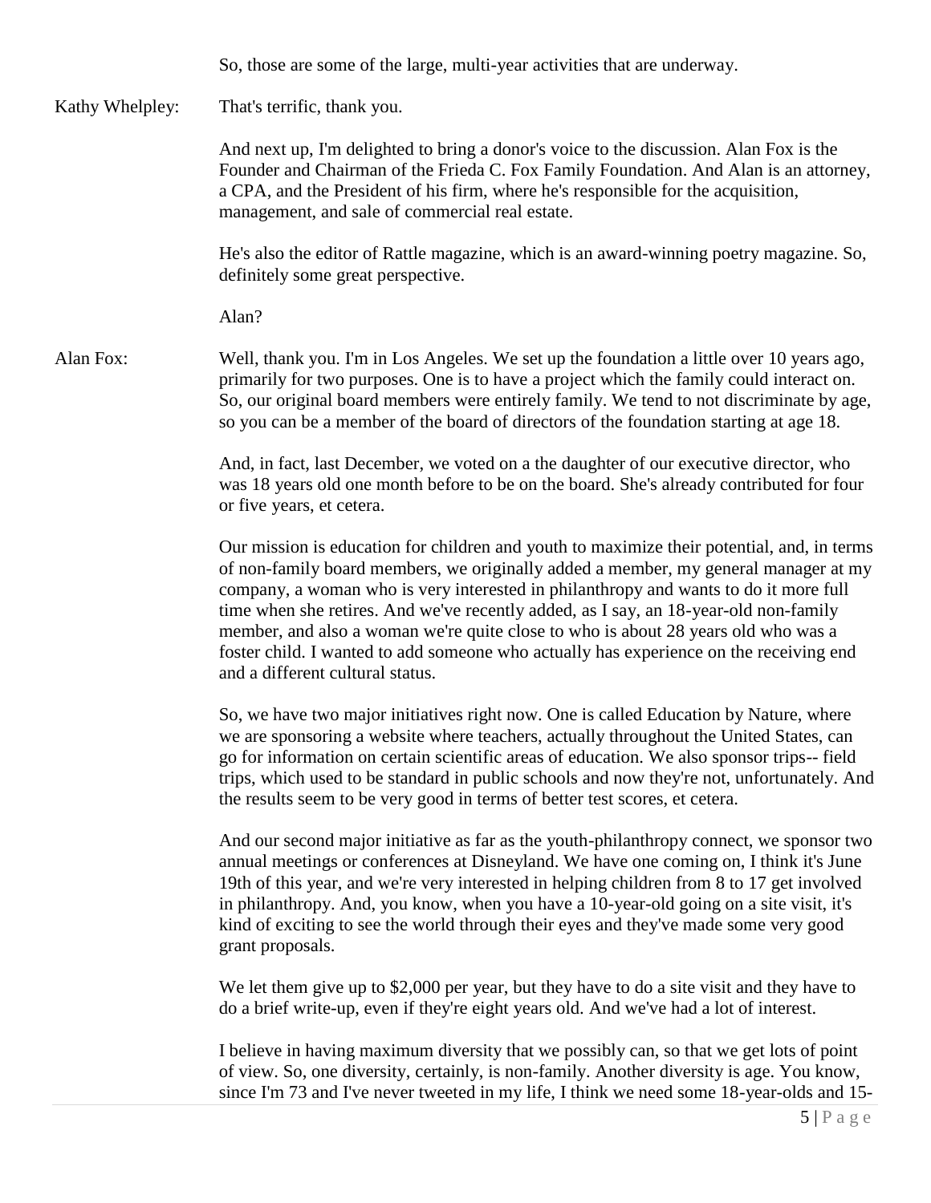So, those are some of the large, multi-year activities that are underway.

Kathy Whelpley: That's terrific, thank you.

And next up, I'm delighted to bring a donor's voice to the discussion. Alan Fox is the Founder and Chairman of the Frieda C. Fox Family Foundation. And Alan is an attorney, a CPA, and the President of his firm, where he's responsible for the acquisition, management, and sale of commercial real estate.

He's also the editor of Rattle magazine, which is an award-winning poetry magazine. So, definitely some great perspective.

Alan?

Alan Fox: Well, thank you. I'm in Los Angeles. We set up the foundation a little over 10 years ago, primarily for two purposes. One is to have a project which the family could interact on. So, our original board members were entirely family. We tend to not discriminate by age, so you can be a member of the board of directors of the foundation starting at age 18.

And, in fact, last December, we voted on a the daughter of our executive director, who was 18 years old one month before to be on the board. She's already contributed for four or five years, et cetera.

Our mission is education for children and youth to maximize their potential, and, in terms of non-family board members, we originally added a member, my general manager at my company, a woman who is very interested in philanthropy and wants to do it more full time when she retires. And we've recently added, as I say, an 18-year-old non-family member, and also a woman we're quite close to who is about 28 years old who was a foster child. I wanted to add someone who actually has experience on the receiving end and a different cultural status.

So, we have two major initiatives right now. One is called Education by Nature, where we are sponsoring a website where teachers, actually throughout the United States, can go for information on certain scientific areas of education. We also sponsor trips-- field trips, which used to be standard in public schools and now they're not, unfortunately. And the results seem to be very good in terms of better test scores, et cetera.

And our second major initiative as far as the youth-philanthropy connect, we sponsor two annual meetings or conferences at Disneyland. We have one coming on, I think it's June 19th of this year, and we're very interested in helping children from 8 to 17 get involved in philanthropy. And, you know, when you have a 10-year-old going on a site visit, it's kind of exciting to see the world through their eyes and they've made some very good grant proposals.

We let them give up to $2,000 per year, but they have to do a site visit and they have to do a brief write-up, even if they're eight years old. And we've had a lot of interest.

I believe in having maximum diversity that we possibly can, so that we get lots of point of view. So, one diversity, certainly, is non-family. Another diversity is age. You know, since I'm 73 and I've never tweeted in my life, I think we need some 18-year-olds and 15-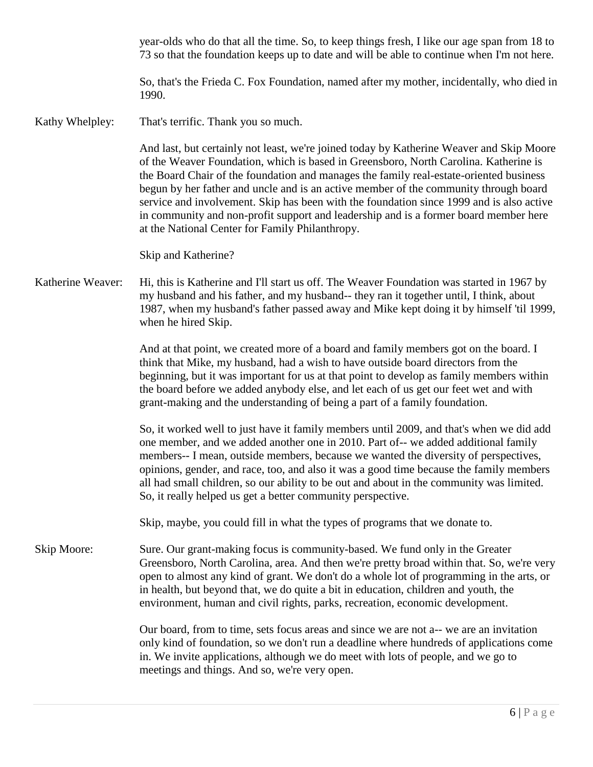year-olds who do that all the time. So, to keep things fresh, I like our age span from 18 to 73 so that the foundation keeps up to date and will be able to continue when I'm not here.

So, that's the Frieda C. Fox Foundation, named after my mother, incidentally, who died in 1990.

**Kathy Whelpley:** That's terrific. Thank you so much.

And last, but certainly not least, we're joined today by Katherine Weaver and Skip Moore of the Weaver Foundation, which is based in Greensboro, North Carolina. Katherine is the Board Chair of the foundation and manages the family real-estate-oriented business begun by her father and uncle and is an active member of the community through board service and involvement. Skip has been with the foundation since 1999 and is also active in community and non-profit support and leadership and is a former board member here at the National Center for Family Philanthropy.

Skip and Katherine?

**Katherine Weaver:** Hi, this is Katherine and I'll start us off. The Weaver Foundation was started in 1967 by my husband and his father, and my husband-- they ran it together until, I think, about 1987, when my husband's father passed away and Mike kept doing it by himself 'til 1999, when he hired Skip.

And at that point, we created more of a board and family members got on the board. I think that Mike, my husband, had a wish to have outside board directors from the beginning, but it was important for us at that point to develop as family members within the board before we added anybody else, and let each of us get our feet wet and with grant-making and the understanding of being a part of a family foundation.

So, it worked well to just have it family members until 2009, and that's when we did add one member, and we added another one in 2010. Part of-- we added additional family members-- I mean, outside members, because we wanted the diversity of perspectives, opinions, gender, and race, too, and also it was a good time because the family members all had small children, so our ability to be out and about in the community was limited. So, it really helped us get a better community perspective.

Skip, maybe, you could fill in what the types of programs that we donate to.

**Skip Moore:** Sure. Our grant-making focus is community-based. We fund only in the Greater Greensboro, North Carolina, area. And then we're pretty broad within that. So, we're very open to almost any kind of grant. We don't do a whole lot of programming in the arts, or in health, but beyond that, we do quite a bit in education, children and youth, the environment, human and civil rights, parks, recreation, economic development.

Our board, from to time, sets focus areas and since we are not a-- we are an invitation only kind of foundation, so we don't run a deadline where hundreds of applications come in. We invite applications, although we do meet with lots of people, and we go to meetings and things. And so, we're very open.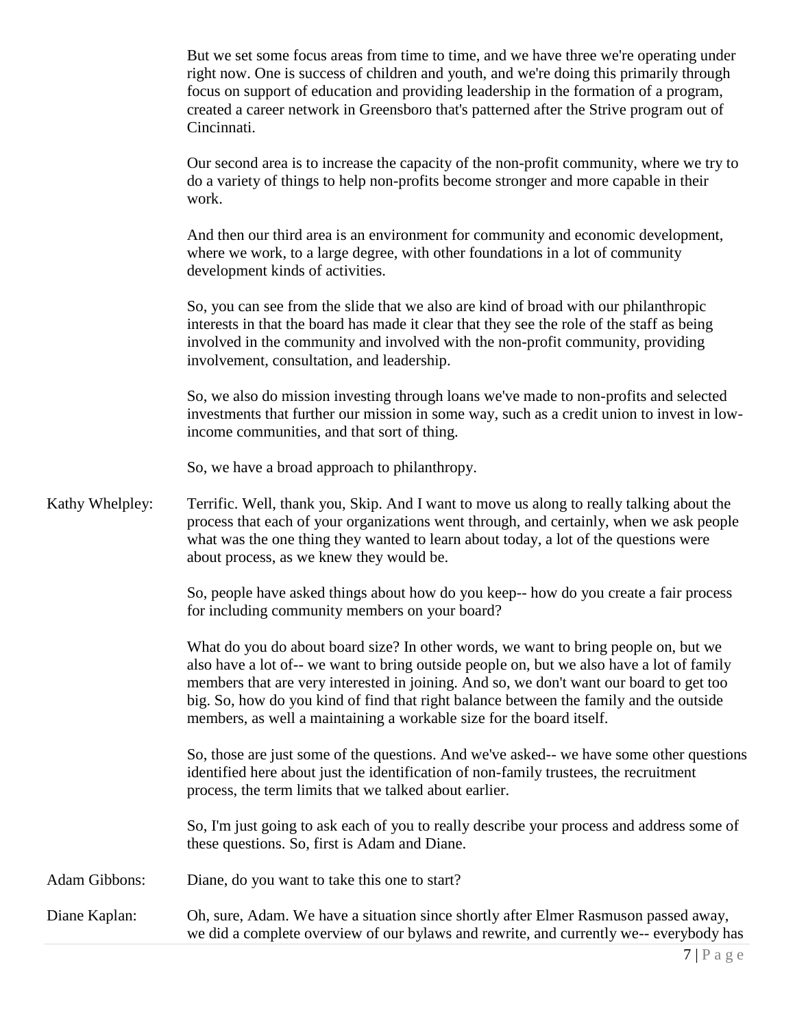But we set some focus areas from time to time, and we have three we're operating under right now. One is success of children and youth, and we're doing this primarily through focus on support of education and providing leadership in the formation of a program, created a career network in Greensboro that's patterned after the Strive program out of Cincinnati.

Our second area is to increase the capacity of the non-profit community, where we try to do a variety of things to help non-profits become stronger and more capable in their work.

And then our third area is an environment for community and economic development, where we work, to a large degree, with other foundations in a lot of community development kinds of activities.

So, you can see from the slide that we also are kind of broad with our philanthropic interests in that the board has made it clear that they see the role of the staff as being involved in the community and involved with the non-profit community, providing involvement, consultation, and leadership.

So, we also do mission investing through loans we've made to non-profits and selected investments that further our mission in some way, such as a credit union to invest in low-income communities, and that sort of thing.

So, we have a broad approach to philanthropy.

**Kathy Whelpley:** Terrific. Well, thank you, Skip. And I want to move us along to really talking about the process that each of your organizations went through, and certainly, when we ask people what was the one thing they wanted to learn about today, a lot of the questions were about process, as we knew they would be.

So, people have asked things about how do you keep-- how do you create a fair process for including community members on your board?

What do you do about board size? In other words, we want to bring people on, but we also have a lot of-- we want to bring outside people on, but we also have a lot of family members that are very interested in joining. And so, we don't want our board to get too big. So, how do you kind of find that right balance between the family and the outside members, as well a maintaining a workable size for the board itself.

So, those are just some of the questions. And we've asked-- we have some other questions identified here about just the identification of non-family trustees, the recruitment process, the term limits that we talked about earlier.

So, I'm just going to ask each of you to really describe your process and address some of these questions. So, first is Adam and Diane.

**Adam Gibbons:** Diane, do you want to take this one to start?

**Diane Kaplan:** Oh, sure, Adam. We have a situation since shortly after Elmer Rasmuson passed away, we did a complete overview of our bylaws and rewrite, and currently we-- everybody has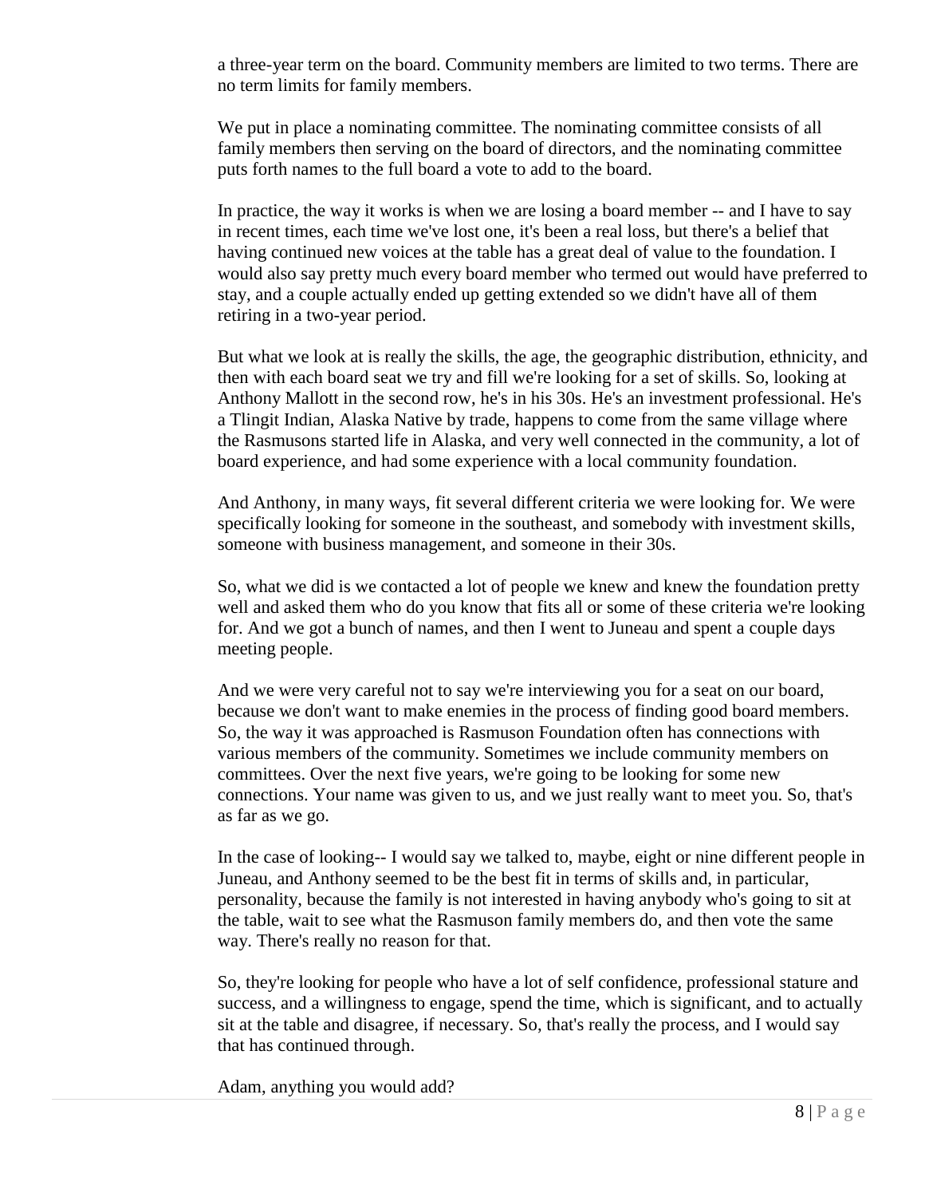a three-year term on the board. Community members are limited to two terms. There are no term limits for family members.

We put in place a nominating committee. The nominating committee consists of all family members then serving on the board of directors, and the nominating committee puts forth names to the full board a vote to add to the board.

In practice, the way it works is when we are losing a board member -- and I have to say in recent times, each time we've lost one, it's been a real loss, but there's a belief that having continued new voices at the table has a great deal of value to the foundation. I would also say pretty much every board member who termed out would have preferred to stay, and a couple actually ended up getting extended so we didn't have all of them retiring in a two-year period.

But what we look at is really the skills, the age, the geographic distribution, ethnicity, and then with each board seat we try and fill we're looking for a set of skills. So, looking at Anthony Mallott in the second row, he's in his 30s. He's an investment professional. He's a Tlingit Indian, Alaska Native by trade, happens to come from the same village where the Rasmusons started life in Alaska, and very well connected in the community, a lot of board experience, and had some experience with a local community foundation.

And Anthony, in many ways, fit several different criteria we were looking for. We were specifically looking for someone in the southeast, and somebody with investment skills, someone with business management, and someone in their 30s.

So, what we did is we contacted a lot of people we knew and knew the foundation pretty well and asked them who do you know that fits all or some of these criteria we're looking for. And we got a bunch of names, and then I went to Juneau and spent a couple days meeting people.

And we were very careful not to say we're interviewing you for a seat on our board, because we don't want to make enemies in the process of finding good board members. So, the way it was approached is Rasmuson Foundation often has connections with various members of the community. Sometimes we include community members on committees. Over the next five years, we're going to be looking for some new connections. Your name was given to us, and we just really want to meet you. So, that's as far as we go.

In the case of looking-- I would say we talked to, maybe, eight or nine different people in Juneau, and Anthony seemed to be the best fit in terms of skills and, in particular, personality, because the family is not interested in having anybody who's going to sit at the table, wait to see what the Rasmuson family members do, and then vote the same way. There's really no reason for that.

So, they're looking for people who have a lot of self confidence, professional stature and success, and a willingness to engage, spend the time, which is significant, and to actually sit at the table and disagree, if necessary. So, that's really the process, and I would say that has continued through.

Adam, anything you would add?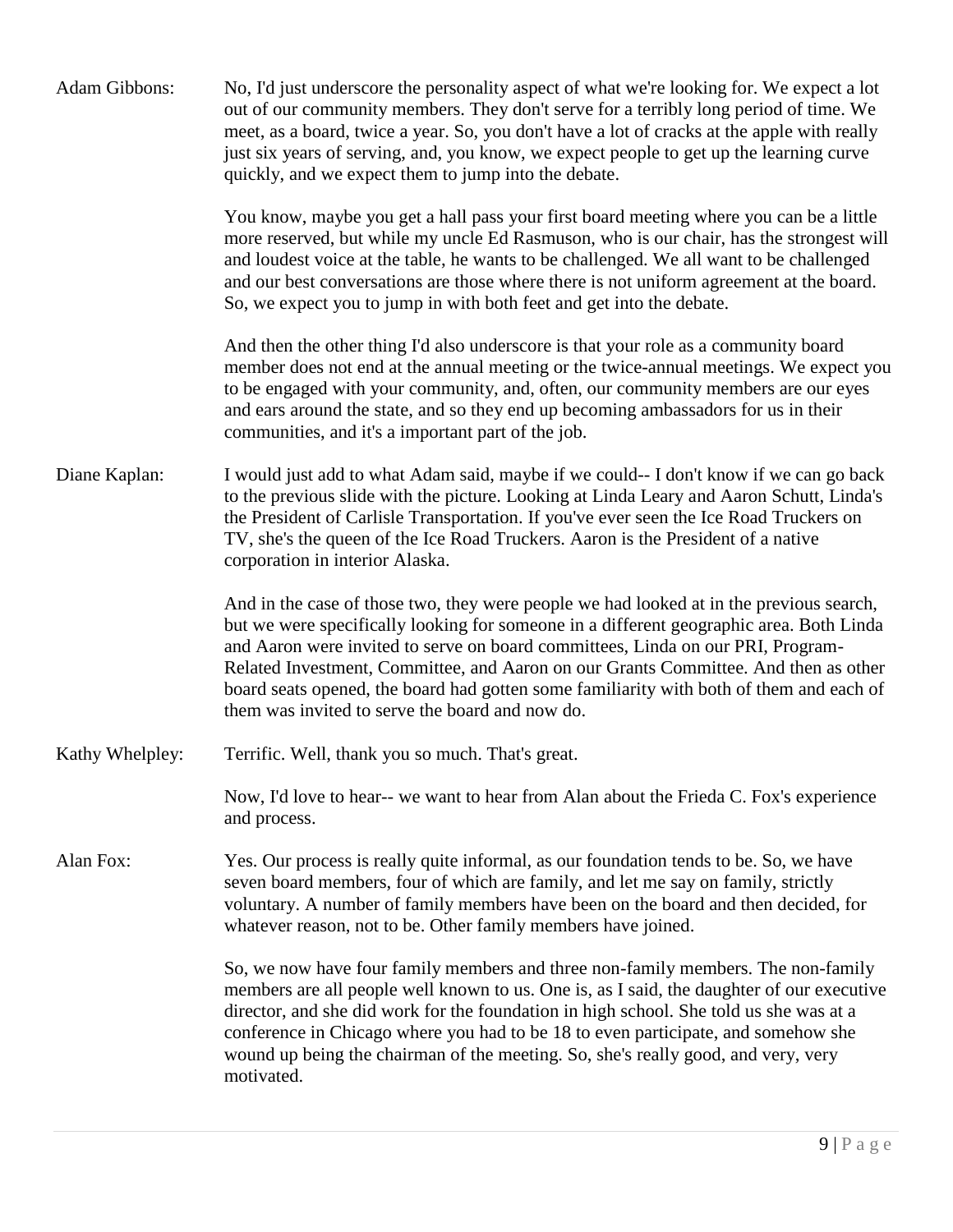Adam Gibbons: No, I'd just underscore the personality aspect of what we're looking for. We expect a lot out of our community members. They don't serve for a terribly long period of time. We meet, as a board, twice a year. So, you don't have a lot of cracks at the apple with really just six years of serving, and, you know, we expect people to get up the learning curve quickly, and we expect them to jump into the debate.

You know, maybe you get a hall pass your first board meeting where you can be a little more reserved, but while my uncle Ed Rasmuson, who is our chair, has the strongest will and loudest voice at the table, he wants to be challenged. We all want to be challenged and our best conversations are those where there is not uniform agreement at the board. So, we expect you to jump in with both feet and get into the debate.

And then the other thing I'd also underscore is that your role as a community board member does not end at the annual meeting or the twice-annual meetings. We expect you to be engaged with your community, and, often, our community members are our eyes and ears around the state, and so they end up becoming ambassadors for us in their communities, and it's a important part of the job.

Diane Kaplan: I would just add to what Adam said, maybe if we could-- I don't know if we can go back to the previous slide with the picture. Looking at Linda Leary and Aaron Schutt, Linda's the President of Carlisle Transportation. If you've ever seen the Ice Road Truckers on TV, she's the queen of the Ice Road Truckers. Aaron is the President of a native corporation in interior Alaska.

And in the case of those two, they were people we had looked at in the previous search, but we were specifically looking for someone in a different geographic area. Both Linda and Aaron were invited to serve on board committees, Linda on our PRI, Program-Related Investment, Committee, and Aaron on our Grants Committee. And then as other board seats opened, the board had gotten some familiarity with both of them and each of them was invited to serve the board and now do.

Kathy Whelpley: Terrific. Well, thank you so much. That's great.

Now, I'd love to hear-- we want to hear from Alan about the Frieda C. Fox's experience and process.

Alan Fox: Yes. Our process is really quite informal, as our foundation tends to be. So, we have seven board members, four of which are family, and let me say on family, strictly voluntary. A number of family members have been on the board and then decided, for whatever reason, not to be. Other family members have joined.

So, we now have four family members and three non-family members. The non-family members are all people well known to us. One is, as I said, the daughter of our executive director, and she did work for the foundation in high school. She told us she was at a conference in Chicago where you had to be 18 to even participate, and somehow she wound up being the chairman of the meeting. So, she's really good, and very, very motivated.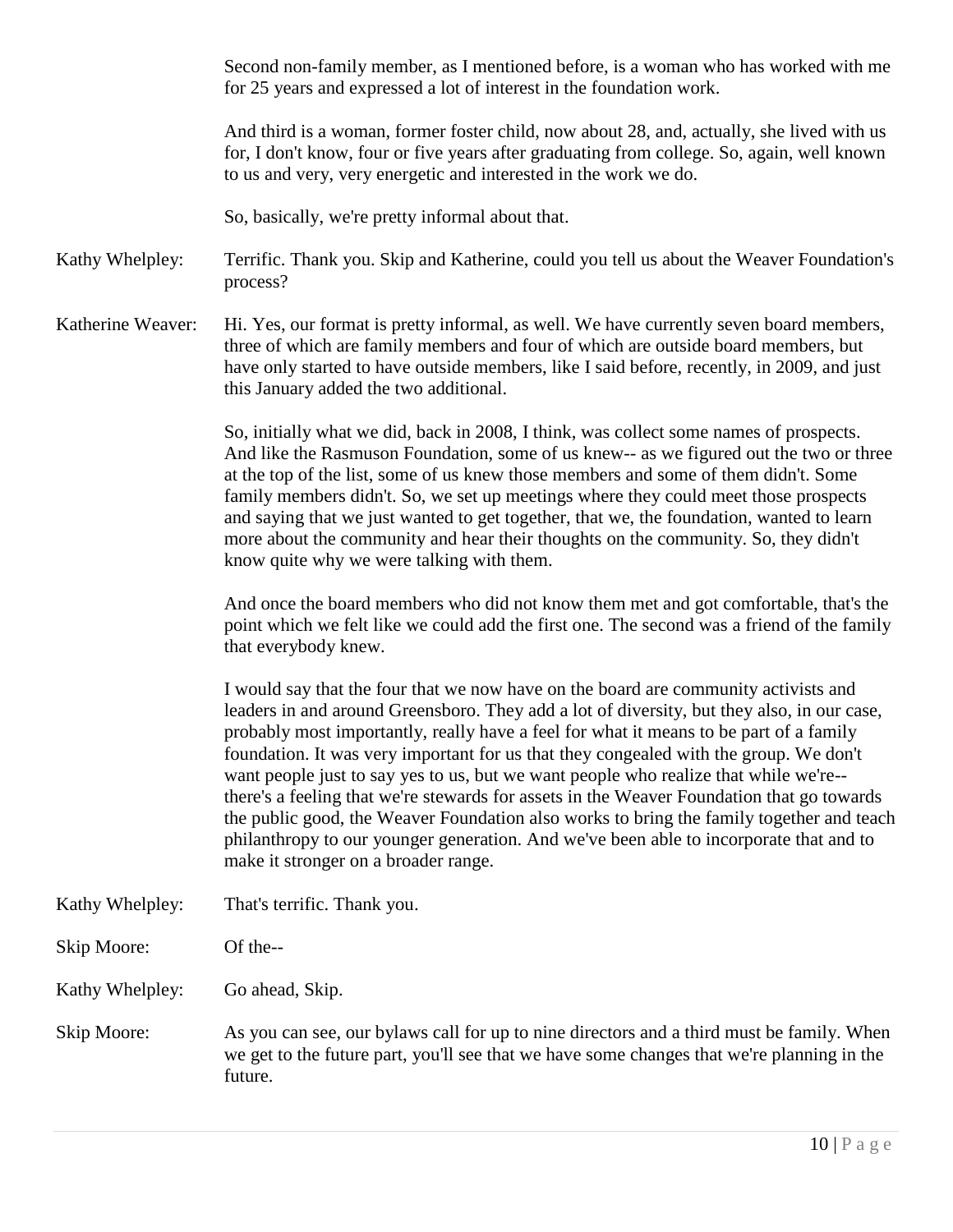Second non-family member, as I mentioned before, is a woman who has worked with me for 25 years and expressed a lot of interest in the foundation work.

And third is a woman, former foster child, now about 28, and, actually, she lived with us for, I don't know, four or five years after graduating from college. So, again, well known to us and very, very energetic and interested in the work we do.

So, basically, we're pretty informal about that.

Kathy Whelpley: Terrific. Thank you. Skip and Katherine, could you tell us about the Weaver Foundation's process?

Katherine Weaver: Hi. Yes, our format is pretty informal, as well. We have currently seven board members, three of which are family members and four of which are outside board members, but have only started to have outside members, like I said before, recently, in 2009, and just this January added the two additional.

So, initially what we did, back in 2008, I think, was collect some names of prospects. And like the Rasmuson Foundation, some of us knew-- as we figured out the two or three at the top of the list, some of us knew those members and some of them didn't. Some family members didn't. So, we set up meetings where they could meet those prospects and saying that we just wanted to get together, that we, the foundation, wanted to learn more about the community and hear their thoughts on the community. So, they didn't know quite why we were talking with them.

And once the board members who did not know them met and got comfortable, that's the point which we felt like we could add the first one. The second was a friend of the family that everybody knew.

I would say that the four that we now have on the board are community activists and leaders in and around Greensboro. They add a lot of diversity, but they also, in our case, probably most importantly, really have a feel for what it means to be part of a family foundation. It was very important for us that they congealed with the group. We don't want people just to say yes to us, but we want people who realize that while we're-- there's a feeling that we're stewards for assets in the Weaver Foundation that go towards the public good, the Weaver Foundation also works to bring the family together and teach philanthropy to our younger generation. And we've been able to incorporate that and to make it stronger on a broader range.

Kathy Whelpley: That's terrific. Thank you.

Skip Moore: Of the--

Kathy Whelpley: Go ahead, Skip.

Skip Moore: As you can see, our bylaws call for up to nine directors and a third must be family. When we get to the future part, you'll see that we have some changes that we're planning in the future.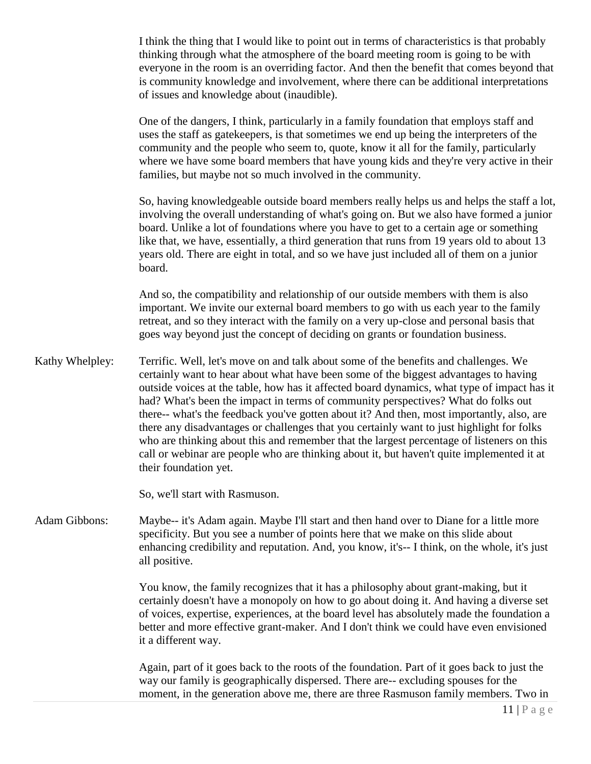I think the thing that I would like to point out in terms of characteristics is that probably thinking through what the atmosphere of the board meeting room is going to be with everyone in the room is an overriding factor. And then the benefit that comes beyond that is community knowledge and involvement, where there can be additional interpretations of issues and knowledge about (inaudible).

One of the dangers, I think, particularly in a family foundation that employs staff and uses the staff as gatekeepers, is that sometimes we end up being the interpreters of the community and the people who seem to, quote, know it all for the family, particularly where we have some board members that have young kids and they're very active in their families, but maybe not so much involved in the community.

So, having knowledgeable outside board members really helps us and helps the staff a lot, involving the overall understanding of what's going on. But we also have formed a junior board. Unlike a lot of foundations where you have to get to a certain age or something like that, we have, essentially, a third generation that runs from 19 years old to about 13 years old. There are eight in total, and so we have just included all of them on a junior board.

And so, the compatibility and relationship of our outside members with them is also important. We invite our external board members to go with us each year to the family retreat, and so they interact with the family on a very up-close and personal basis that goes way beyond just the concept of deciding on grants or foundation business.

**Kathy Whelpley:** Terrific. Well, let's move on and talk about some of the benefits and challenges. We certainly want to hear about what have been some of the biggest advantages to having outside voices at the table, how has it affected board dynamics, what type of impact has it had? What's been the impact in terms of community perspectives? What do folks out there-- what's the feedback you've gotten about it? And then, most importantly, also, are there any disadvantages or challenges that you certainly want to just highlight for folks who are thinking about this and remember that the largest percentage of listeners on this call or webinar are people who are thinking about it, but haven't quite implemented it at their foundation yet.

So, we'll start with Rasmuson.

**Adam Gibbons:** Maybe-- it's Adam again. Maybe I'll start and then hand over to Diane for a little more specificity. But you see a number of points here that we make on this slide about enhancing credibility and reputation. And, you know, it's-- I think, on the whole, it's just all positive.

You know, the family recognizes that it has a philosophy about grant-making, but it certainly doesn't have a monopoly on how to go about doing it. And having a diverse set of voices, expertise, experiences, at the board level has absolutely made the foundation a better and more effective grant-maker. And I don't think we could have even envisioned it a different way.

Again, part of it goes back to the roots of the foundation. Part of it goes back to just the way our family is geographically dispersed. There are-- excluding spouses for the moment, in the generation above me, there are three Rasmuson family members. Two in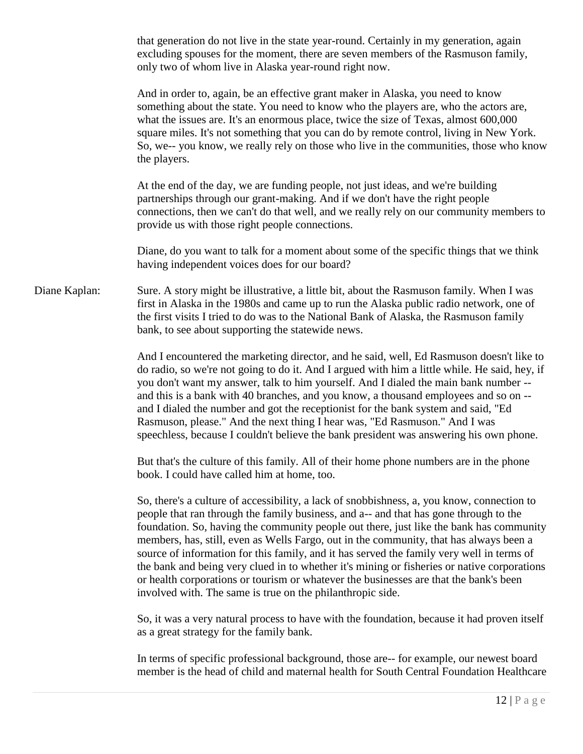that generation do not live in the state year-round. Certainly in my generation, again excluding spouses for the moment, there are seven members of the Rasmuson family, only two of whom live in Alaska year-round right now.

And in order to, again, be an effective grant maker in Alaska, you need to know something about the state. You need to know who the players are, who the actors are, what the issues are. It's an enormous place, twice the size of Texas, almost 600,000 square miles. It's not something that you can do by remote control, living in New York. So, we-- you know, we really rely on those who live in the communities, those who know the players.

At the end of the day, we are funding people, not just ideas, and we're building partnerships through our grant-making. And if we don't have the right people connections, then we can't do that well, and we really rely on our community members to provide us with those right people connections.

Diane, do you want to talk for a moment about some of the specific things that we think having independent voices does for our board?

Diane Kaplan: Sure. A story might be illustrative, a little bit, about the Rasmuson family. When I was first in Alaska in the 1980s and came up to run the Alaska public radio network, one of the first visits I tried to do was to the National Bank of Alaska, the Rasmuson family bank, to see about supporting the statewide news.

And I encountered the marketing director, and he said, well, Ed Rasmuson doesn't like to do radio, so we're not going to do it. And I argued with him a little while. He said, hey, if you don't want my answer, talk to him yourself. And I dialed the main bank number -- and this is a bank with 40 branches, and you know, a thousand employees and so on -- and I dialed the number and got the receptionist for the bank system and said, "Ed Rasmuson, please." And the next thing I hear was, "Ed Rasmuson." And I was speechless, because I couldn't believe the bank president was answering his own phone.

But that's the culture of this family. All of their home phone numbers are in the phone book. I could have called him at home, too.

So, there's a culture of accessibility, a lack of snobbishness, a, you know, connection to people that ran through the family business, and a-- and that has gone through to the foundation. So, having the community people out there, just like the bank has community members, has, still, even as Wells Fargo, out in the community, that has always been a source of information for this family, and it has served the family very well in terms of the bank and being very clued in to whether it's mining or fisheries or native corporations or health corporations or tourism or whatever the businesses are that the bank's been involved with. The same is true on the philanthropic side.

So, it was a very natural process to have with the foundation, because it had proven itself as a great strategy for the family bank.

In terms of specific professional background, those are-- for example, our newest board member is the head of child and maternal health for South Central Foundation Healthcare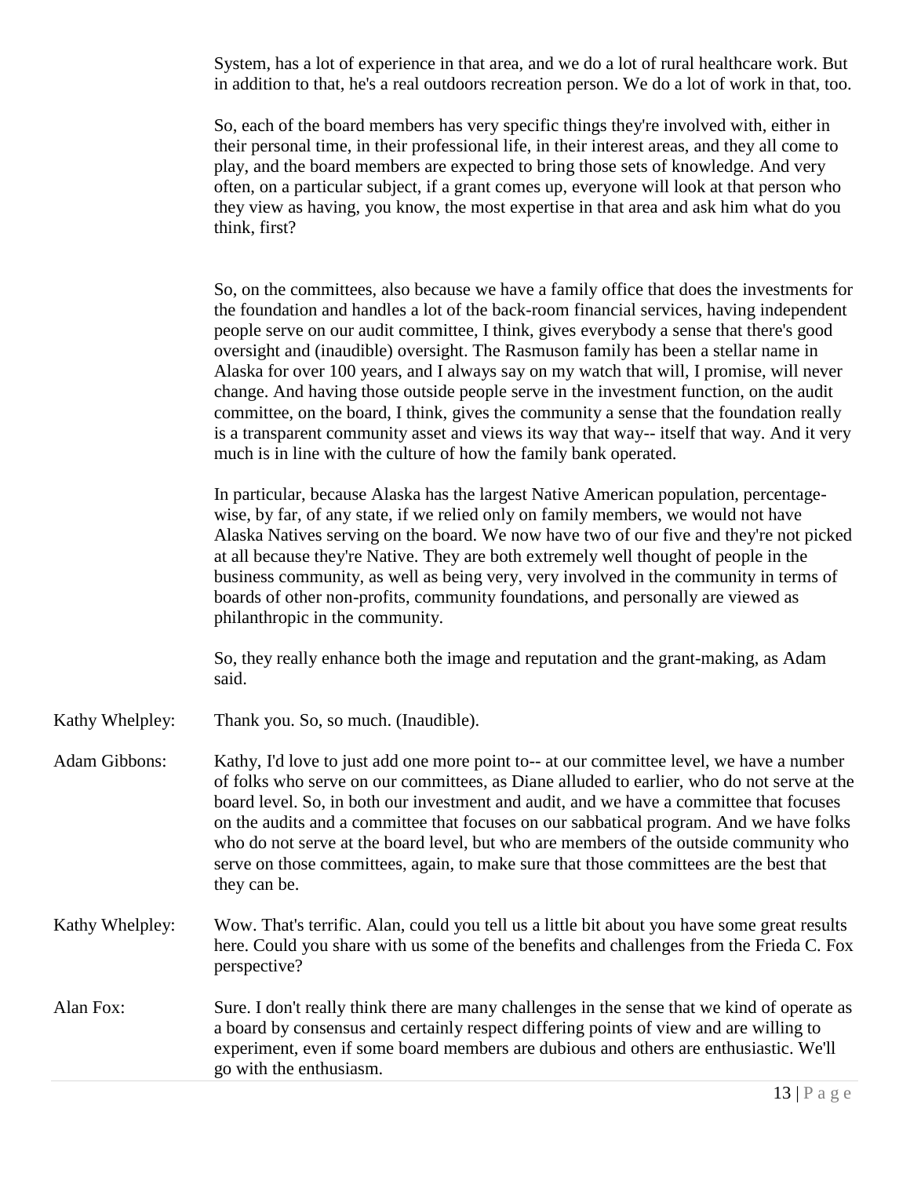System, has a lot of experience in that area, and we do a lot of rural healthcare work. But in addition to that, he's a real outdoors recreation person. We do a lot of work in that, too.

So, each of the board members has very specific things they're involved with, either in their personal time, in their professional life, in their interest areas, and they all come to play, and the board members are expected to bring those sets of knowledge. And very often, on a particular subject, if a grant comes up, everyone will look at that person who they view as having, you know, the most expertise in that area and ask him what do you think, first?

So, on the committees, also because we have a family office that does the investments for the foundation and handles a lot of the back-room financial services, having independent people serve on our audit committee, I think, gives everybody a sense that there's good oversight and (inaudible) oversight. The Rasmuson family has been a stellar name in Alaska for over 100 years, and I always say on my watch that will, I promise, will never change. And having those outside people serve in the investment function, on the audit committee, on the board, I think, gives the community a sense that the foundation really is a transparent community asset and views its way that way-- itself that way. And it very much is in line with the culture of how the family bank operated.

In particular, because Alaska has the largest Native American population, percentage-wise, by far, of any state, if we relied only on family members, we would not have Alaska Natives serving on the board. We now have two of our five and they're not picked at all because they're Native. They are both extremely well thought of people in the business community, as well as being very, very involved in the community in terms of boards of other non-profits, community foundations, and personally are viewed as philanthropic in the community.

So, they really enhance both the image and reputation and the grant-making, as Adam said.

Kathy Whelpley: Thank you. So, so much. (Inaudible).

Adam Gibbons: Kathy, I'd love to just add one more point to-- at our committee level, we have a number of folks who serve on our committees, as Diane alluded to earlier, who do not serve at the board level. So, in both our investment and audit, and we have a committee that focuses on the audits and a committee that focuses on our sabbatical program. And we have folks who do not serve at the board level, but who are members of the outside community who serve on those committees, again, to make sure that those committees are the best that they can be.

Kathy Whelpley: Wow. That's terrific. Alan, could you tell us a little bit about you have some great results here. Could you share with us some of the benefits and challenges from the Frieda C. Fox perspective?

Alan Fox: Sure. I don't really think there are many challenges in the sense that we kind of operate as a board by consensus and certainly respect differing points of view and are willing to experiment, even if some board members are dubious and others are enthusiastic. We'll go with the enthusiasm.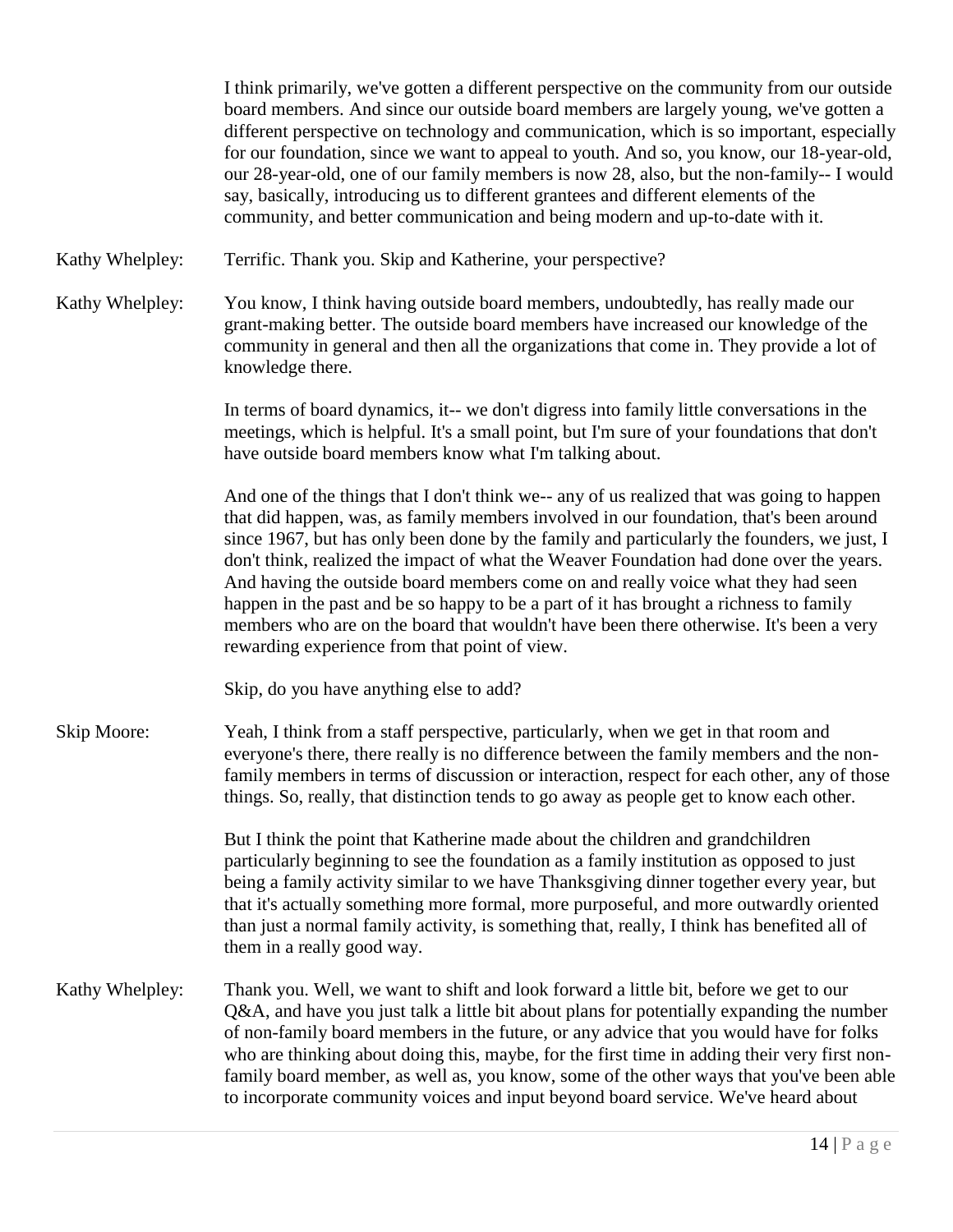I think primarily, we've gotten a different perspective on the community from our outside board members. And since our outside board members are largely young, we've gotten a different perspective on technology and communication, which is so important, especially for our foundation, since we want to appeal to youth. And so, you know, our 18-year-old, our 28-year-old, one of our family members is now 28, also, but the non-family-- I would say, basically, introducing us to different grantees and different elements of the community, and better communication and being modern and up-to-date with it.

Kathy Whelpley: Terrific. Thank you. Skip and Katherine, your perspective?

Kathy Whelpley: You know, I think having outside board members, undoubtedly, has really made our grant-making better. The outside board members have increased our knowledge of the community in general and then all the organizations that come in. They provide a lot of knowledge there.

In terms of board dynamics, it-- we don't digress into family little conversations in the meetings, which is helpful. It's a small point, but I'm sure of your foundations that don't have outside board members know what I'm talking about.

And one of the things that I don't think we-- any of us realized that was going to happen that did happen, was, as family members involved in our foundation, that's been around since 1967, but has only been done by the family and particularly the founders, we just, I don't think, realized the impact of what the Weaver Foundation had done over the years. And having the outside board members come on and really voice what they had seen happen in the past and be so happy to be a part of it has brought a richness to family members who are on the board that wouldn't have been there otherwise. It's been a very rewarding experience from that point of view.

Skip, do you have anything else to add?

Skip Moore: Yeah, I think from a staff perspective, particularly, when we get in that room and everyone's there, there really is no difference between the family members and the non-family members in terms of discussion or interaction, respect for each other, any of those things. So, really, that distinction tends to go away as people get to know each other.

But I think the point that Katherine made about the children and grandchildren particularly beginning to see the foundation as a family institution as opposed to just being a family activity similar to we have Thanksgiving dinner together every year, but that it's actually something more formal, more purposeful, and more outwardly oriented than just a normal family activity, is something that, really, I think has benefited all of them in a really good way.

Kathy Whelpley: Thank you. Well, we want to shift and look forward a little bit, before we get to our Q&A, and have you just talk a little bit about plans for potentially expanding the number of non-family board members in the future, or any advice that you would have for folks who are thinking about doing this, maybe, for the first time in adding their very first non-family board member, as well as, you know, some of the other ways that you've been able to incorporate community voices and input beyond board service. We've heard about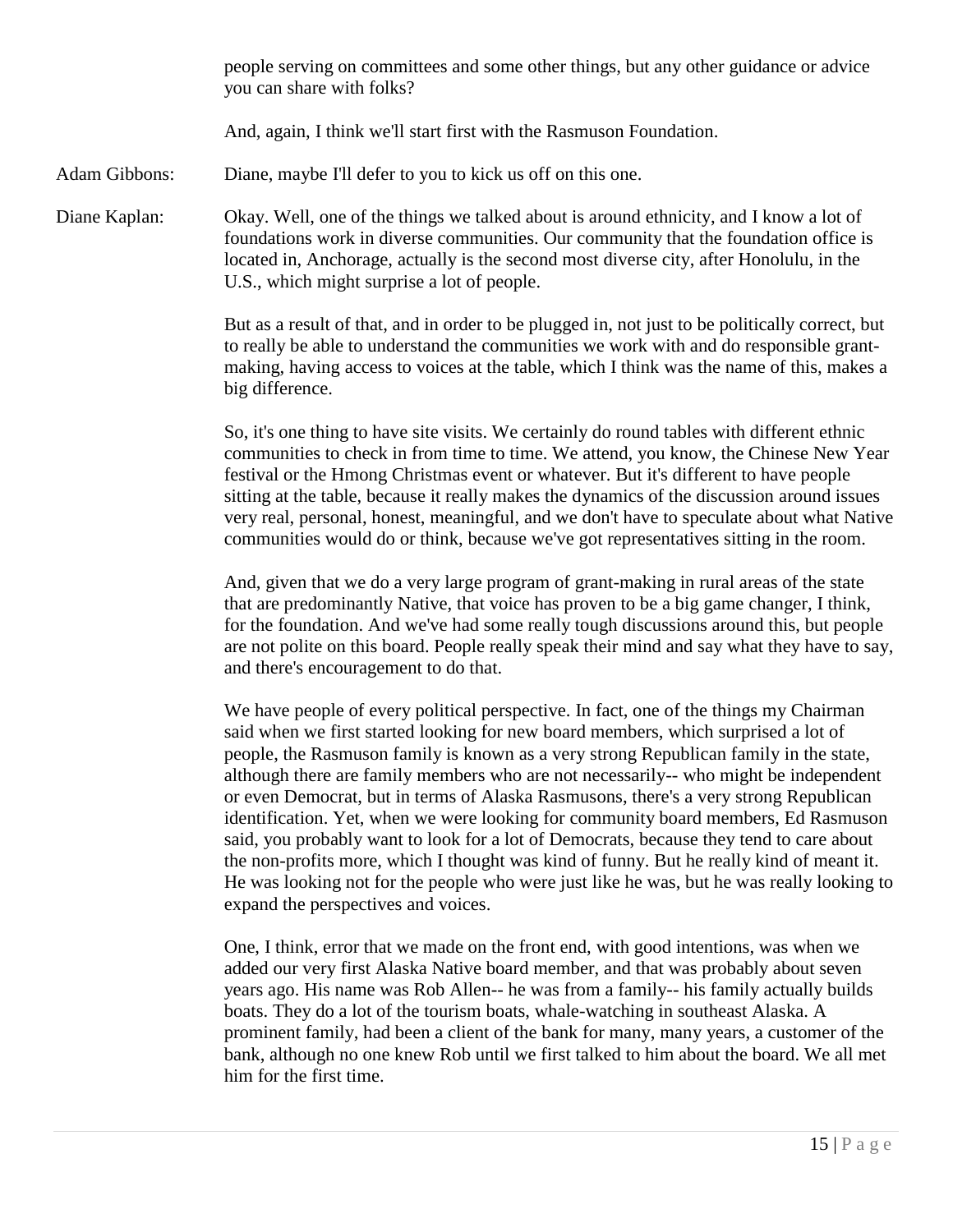people serving on committees and some other things, but any other guidance or advice you can share with folks?

And, again, I think we'll start first with the Rasmuson Foundation.

**Adam Gibbons:** Diane, maybe I'll defer to you to kick us off on this one.

**Diane Kaplan:** Okay. Well, one of the things we talked about is around ethnicity, and I know a lot of foundations work in diverse communities. Our community that the foundation office is located in, Anchorage, actually is the second most diverse city, after Honolulu, in the U.S., which might surprise a lot of people.

But as a result of that, and in order to be plugged in, not just to be politically correct, but to really be able to understand the communities we work with and do responsible grant-making, having access to voices at the table, which I think was the name of this, makes a big difference.

So, it's one thing to have site visits. We certainly do round tables with different ethnic communities to check in from time to time. We attend, you know, the Chinese New Year festival or the Hmong Christmas event or whatever. But it's different to have people sitting at the table, because it really makes the dynamics of the discussion around issues very real, personal, honest, meaningful, and we don't have to speculate about what Native communities would do or think, because we've got representatives sitting in the room.

And, given that we do a very large program of grant-making in rural areas of the state that are predominantly Native, that voice has proven to be a big game changer, I think, for the foundation. And we've had some really tough discussions around this, but people are not polite on this board. People really speak their mind and say what they have to say, and there's encouragement to do that.

We have people of every political perspective. In fact, one of the things my Chairman said when we first started looking for new board members, which surprised a lot of people, the Rasmuson family is known as a very strong Republican family in the state, although there are family members who are not necessarily-- who might be independent or even Democrat, but in terms of Alaska Rasmusons, there's a very strong Republican identification. Yet, when we were looking for community board members, Ed Rasmuson said, you probably want to look for a lot of Democrats, because they tend to care about the non-profits more, which I thought was kind of funny. But he really kind of meant it. He was looking not for the people who were just like he was, but he was really looking to expand the perspectives and voices.

One, I think, error that we made on the front end, with good intentions, was when we added our very first Alaska Native board member, and that was probably about seven years ago. His name was Rob Allen-- he was from a family-- his family actually builds boats. They do a lot of the tourism boats, whale-watching in southeast Alaska. A prominent family, had been a client of the bank for many, many years, a customer of the bank, although no one knew Rob until we first talked to him about the board. We all met him for the first time.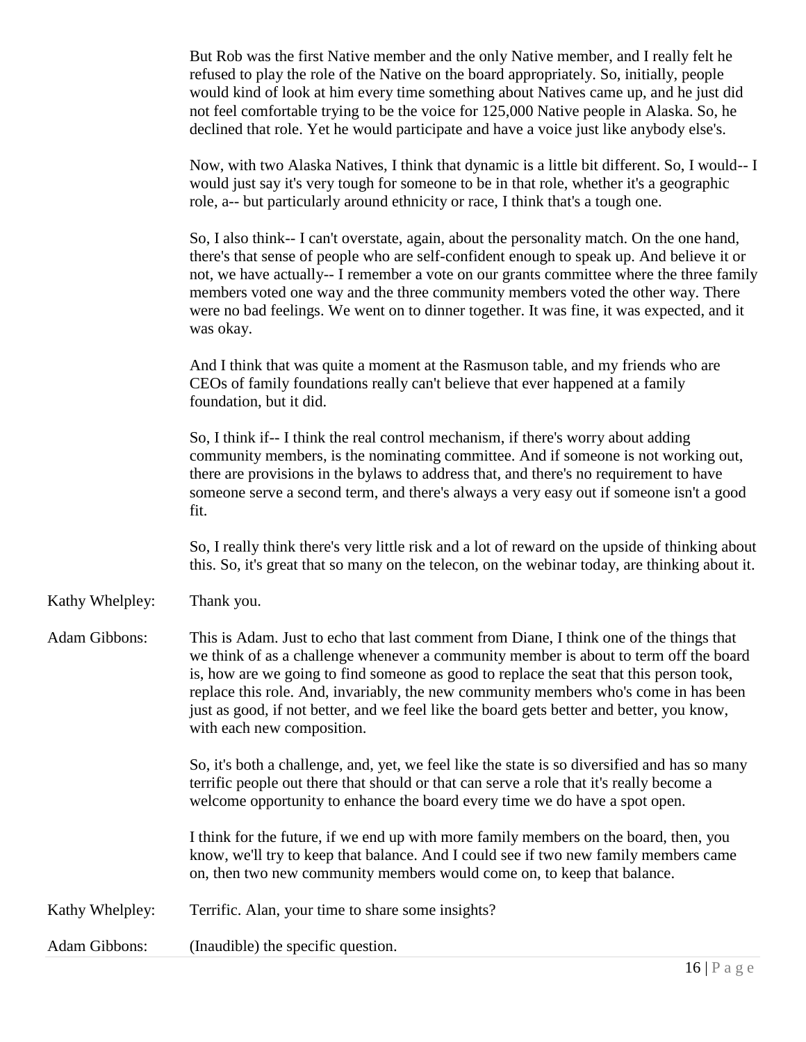But Rob was the first Native member and the only Native member, and I really felt he refused to play the role of the Native on the board appropriately. So, initially, people would kind of look at him every time something about Natives came up, and he just did not feel comfortable trying to be the voice for 125,000 Native people in Alaska. So, he declined that role. Yet he would participate and have a voice just like anybody else's.

Now, with two Alaska Natives, I think that dynamic is a little bit different. So, I would-- I would just say it's very tough for someone to be in that role, whether it's a geographic role, a-- but particularly around ethnicity or race, I think that's a tough one.

So, I also think-- I can't overstate, again, about the personality match. On the one hand, there's that sense of people who are self-confident enough to speak up. And believe it or not, we have actually-- I remember a vote on our grants committee where the three family members voted one way and the three community members voted the other way. There were no bad feelings. We went on to dinner together. It was fine, it was expected, and it was okay.

And I think that was quite a moment at the Rasmuson table, and my friends who are CEOs of family foundations really can't believe that ever happened at a family foundation, but it did.

So, I think if-- I think the real control mechanism, if there's worry about adding community members, is the nominating committee. And if someone is not working out, there are provisions in the bylaws to address that, and there's no requirement to have someone serve a second term, and there's always a very easy out if someone isn't a good fit.

So, I really think there's very little risk and a lot of reward on the upside of thinking about this. So, it's great that so many on the telecon, on the webinar today, are thinking about it.

Kathy Whelpley: Thank you.

Adam Gibbons: This is Adam. Just to echo that last comment from Diane, I think one of the things that we think of as a challenge whenever a community member is about to term off the board is, how are we going to find someone as good to replace the seat that this person took, replace this role. And, invariably, the new community members who's come in has been just as good, if not better, and we feel like the board gets better and better, you know, with each new composition.

So, it's both a challenge, and, yet, we feel like the state is so diversified and has so many terrific people out there that should or that can serve a role that it's really become a welcome opportunity to enhance the board every time we do have a spot open.

I think for the future, if we end up with more family members on the board, then, you know, we'll try to keep that balance. And I could see if two new family members came on, then two new community members would come on, to keep that balance.

Kathy Whelpley: Terrific. Alan, your time to share some insights?

Adam Gibbons: (Inaudible) the specific question.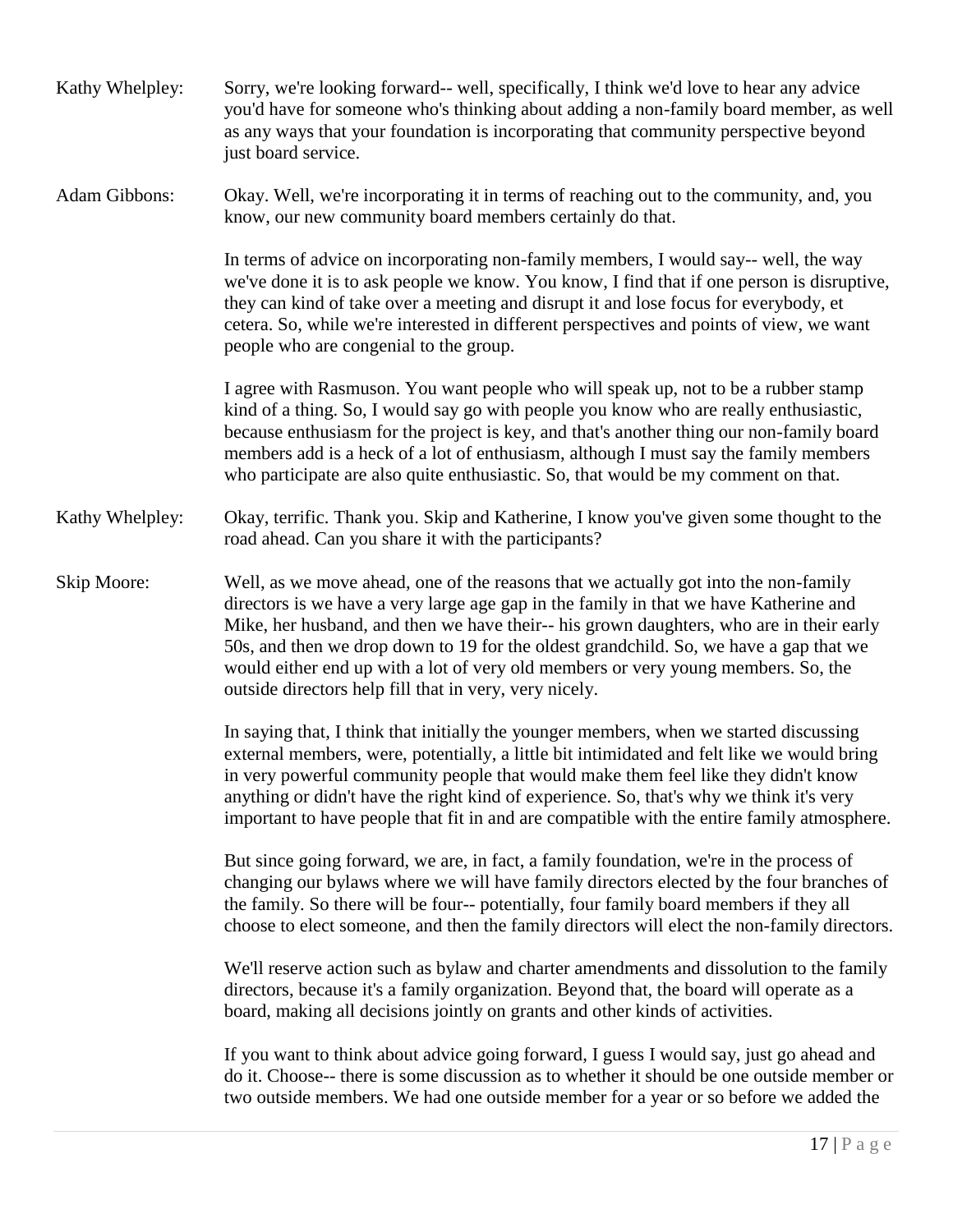Kathy Whelpley: Sorry, we're looking forward-- well, specifically, I think we'd love to hear any advice you'd have for someone who's thinking about adding a non-family board member, as well as any ways that your foundation is incorporating that community perspective beyond just board service.

Adam Gibbons: Okay. Well, we're incorporating it in terms of reaching out to the community, and, you know, our new community board members certainly do that.

In terms of advice on incorporating non-family members, I would say-- well, the way we've done it is to ask people we know. You know, I find that if one person is disruptive, they can kind of take over a meeting and disrupt it and lose focus for everybody, et cetera. So, while we're interested in different perspectives and points of view, we want people who are congenial to the group.

I agree with Rasmuson. You want people who will speak up, not to be a rubber stamp kind of a thing. So, I would say go with people you know who are really enthusiastic, because enthusiasm for the project is key, and that's another thing our non-family board members add is a heck of a lot of enthusiasm, although I must say the family members who participate are also quite enthusiastic. So, that would be my comment on that.

Kathy Whelpley: Okay, terrific. Thank you. Skip and Katherine, I know you've given some thought to the road ahead. Can you share it with the participants?

Skip Moore: Well, as we move ahead, one of the reasons that we actually got into the non-family directors is we have a very large age gap in the family in that we have Katherine and Mike, her husband, and then we have their-- his grown daughters, who are in their early 50s, and then we drop down to 19 for the oldest grandchild. So, we have a gap that we would either end up with a lot of very old members or very young members. So, the outside directors help fill that in very, very nicely.

In saying that, I think that initially the younger members, when we started discussing external members, were, potentially, a little bit intimidated and felt like we would bring in very powerful community people that would make them feel like they didn't know anything or didn't have the right kind of experience. So, that's why we think it's very important to have people that fit in and are compatible with the entire family atmosphere.

But since going forward, we are, in fact, a family foundation, we're in the process of changing our bylaws where we will have family directors elected by the four branches of the family. So there will be four-- potentially, four family board members if they all choose to elect someone, and then the family directors will elect the non-family directors.

We'll reserve action such as bylaw and charter amendments and dissolution to the family directors, because it's a family organization. Beyond that, the board will operate as a board, making all decisions jointly on grants and other kinds of activities.

If you want to think about advice going forward, I guess I would say, just go ahead and do it. Choose-- there is some discussion as to whether it should be one outside member or two outside members. We had one outside member for a year or so before we added the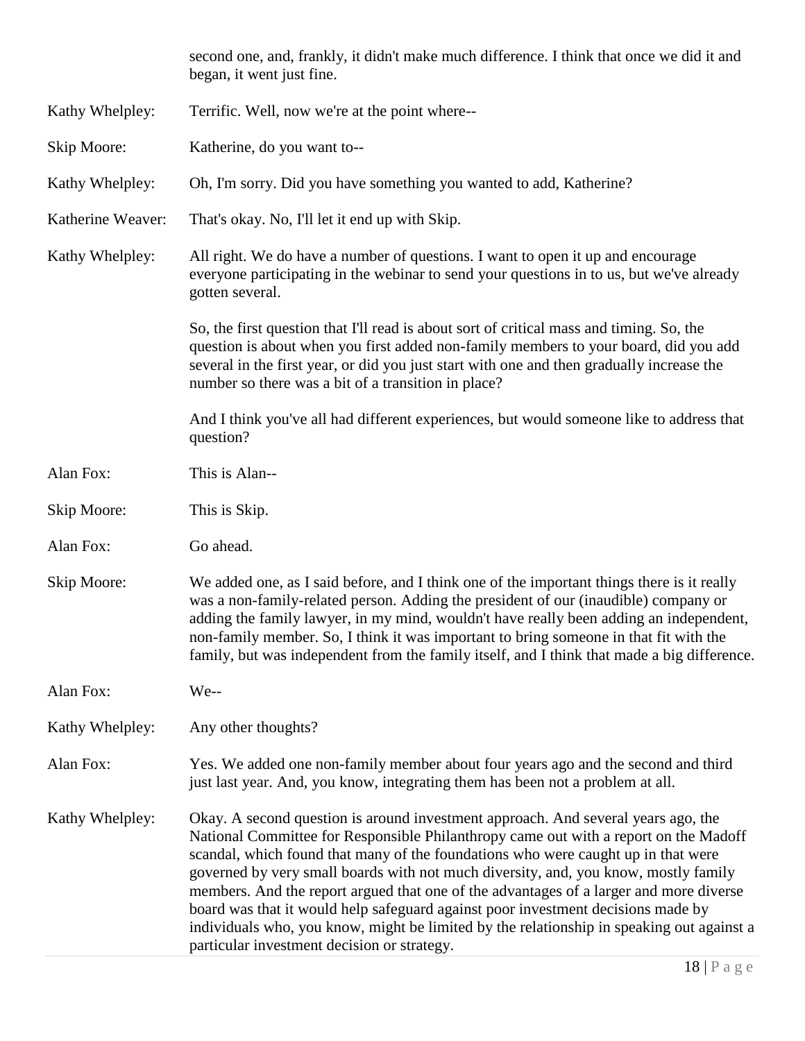second one, and, frankly, it didn't make much difference. I think that once we did it and began, it went just fine.

**Kathy Whelpley:** Terrific. Well, now we're at the point where--

**Skip Moore:** Katherine, do you want to--

**Kathy Whelpley:** Oh, I'm sorry. Did you have something you wanted to add, Katherine?

**Katherine Weaver:** That's okay. No, I'll let it end up with Skip.

**Kathy Whelpley:** All right. We do have a number of questions. I want to open it up and encourage everyone participating in the webinar to send your questions in to us, but we've already gotten several.

So, the first question that I'll read is about sort of critical mass and timing. So, the question is about when you first added non-family members to your board, did you add several in the first year, or did you just start with one and then gradually increase the number so there was a bit of a transition in place?

And I think you've all had different experiences, but would someone like to address that question?

**Alan Fox:** This is Alan--

**Skip Moore:** This is Skip.

**Alan Fox:** Go ahead.

**Skip Moore:** We added one, as I said before, and I think one of the important things there is it really was a non-family-related person. Adding the president of our (inaudible) company or adding the family lawyer, in my mind, wouldn't have really been adding an independent, non-family member. So, I think it was important to bring someone in that fit with the family, but was independent from the family itself, and I think that made a big difference.

**Alan Fox:** We--

**Kathy Whelpley:** Any other thoughts?

**Alan Fox:** Yes. We added one non-family member about four years ago and the second and third just last year. And, you know, integrating them has been not a problem at all.

**Kathy Whelpley:** Okay. A second question is around investment approach. And several years ago, the National Committee for Responsible Philanthropy came out with a report on the Madoff scandal, which found that many of the foundations who were caught up in that were governed by very small boards with not much diversity, and, you know, mostly family members. And the report argued that one of the advantages of a larger and more diverse board was that it would help safeguard against poor investment decisions made by individuals who, you know, might be limited by the relationship in speaking out against a particular investment decision or strategy.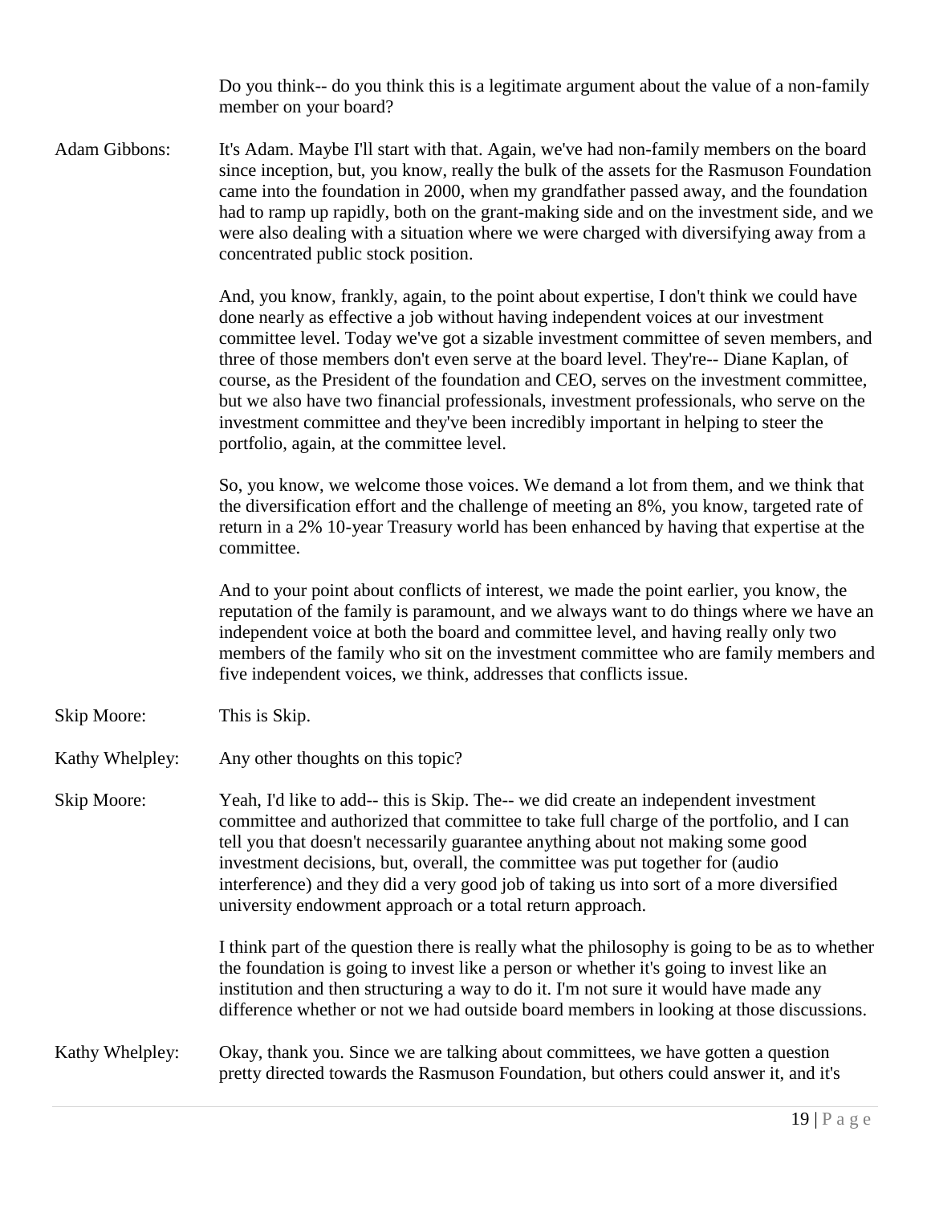Do you think-- do you think this is a legitimate argument about the value of a non-family member on your board?

Adam Gibbons: It's Adam. Maybe I'll start with that. Again, we've had non-family members on the board since inception, but, you know, really the bulk of the assets for the Rasmuson Foundation came into the foundation in 2000, when my grandfather passed away, and the foundation had to ramp up rapidly, both on the grant-making side and on the investment side, and we were also dealing with a situation where we were charged with diversifying away from a concentrated public stock position.

And, you know, frankly, again, to the point about expertise, I don't think we could have done nearly as effective a job without having independent voices at our investment committee level. Today we've got a sizable investment committee of seven members, and three of those members don't even serve at the board level. They're-- Diane Kaplan, of course, as the President of the foundation and CEO, serves on the investment committee, but we also have two financial professionals, investment professionals, who serve on the investment committee and they've been incredibly important in helping to steer the portfolio, again, at the committee level.

So, you know, we welcome those voices. We demand a lot from them, and we think that the diversification effort and the challenge of meeting an 8%, you know, targeted rate of return in a 2% 10-year Treasury world has been enhanced by having that expertise at the committee.

And to your point about conflicts of interest, we made the point earlier, you know, the reputation of the family is paramount, and we always want to do things where we have an independent voice at both the board and committee level, and having really only two members of the family who sit on the investment committee who are family members and five independent voices, we think, addresses that conflicts issue.

Skip Moore: This is Skip.

Kathy Whelpley: Any other thoughts on this topic?

Skip Moore: Yeah, I'd like to add-- this is Skip. The-- we did create an independent investment committee and authorized that committee to take full charge of the portfolio, and I can tell you that doesn't necessarily guarantee anything about not making some good investment decisions, but, overall, the committee was put together for (audio interference) and they did a very good job of taking us into sort of a more diversified university endowment approach or a total return approach.

I think part of the question there is really what the philosophy is going to be as to whether the foundation is going to invest like a person or whether it's going to invest like an institution and then structuring a way to do it. I'm not sure it would have made any difference whether or not we had outside board members in looking at those discussions.

Kathy Whelpley: Okay, thank you. Since we are talking about committees, we have gotten a question pretty directed towards the Rasmuson Foundation, but others could answer it, and it's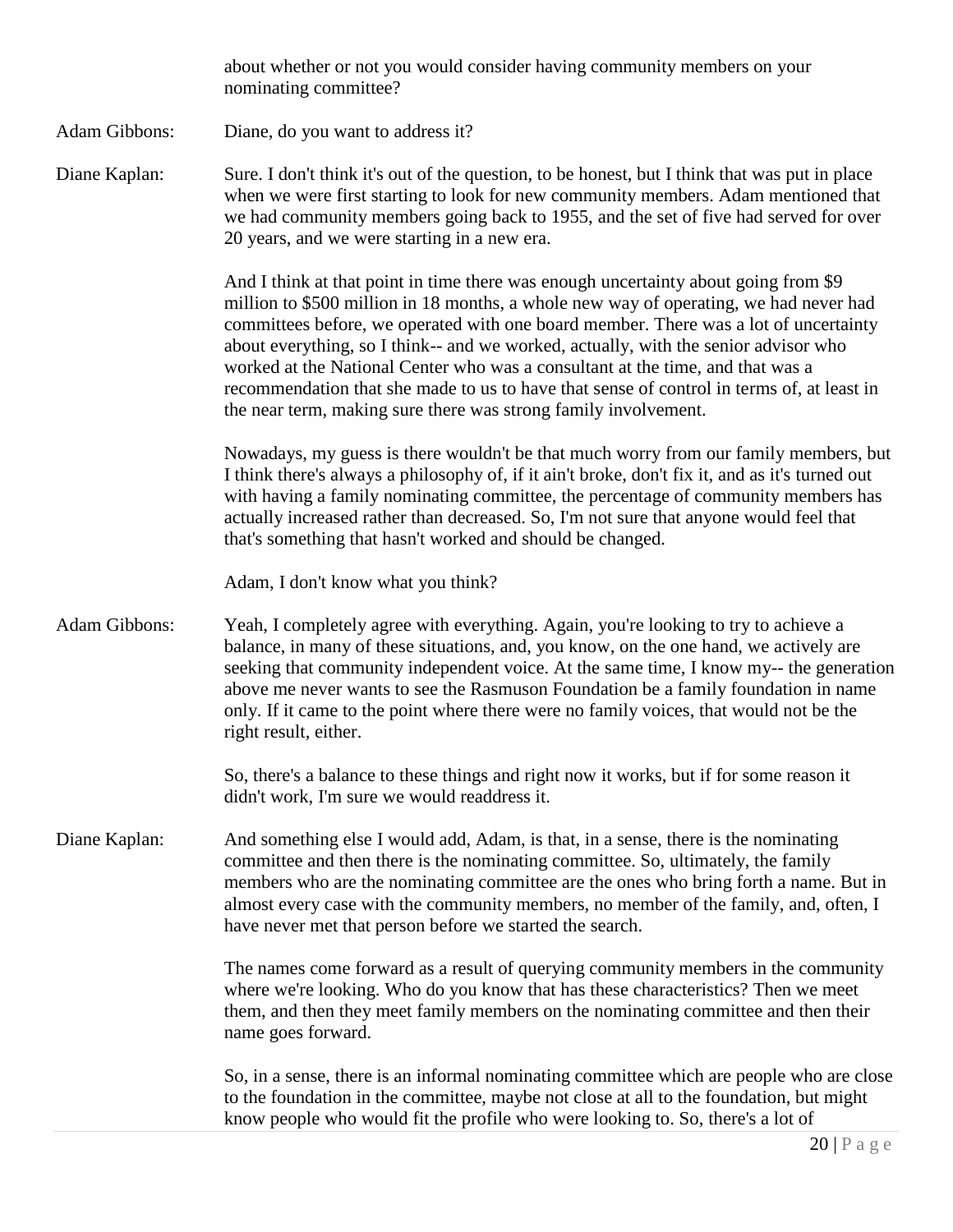about whether or not you would consider having community members on your nominating committee?

**Adam Gibbons:** Diane, do you want to address it?

**Diane Kaplan:** Sure. I don't think it's out of the question, to be honest, but I think that was put in place when we were first starting to look for new community members. Adam mentioned that we had community members going back to 1955, and the set of five had served for over 20 years, and we were starting in a new era.

And I think at that point in time there was enough uncertainty about going from $9 million to $500 million in 18 months, a whole new way of operating, we had never had committees before, we operated with one board member. There was a lot of uncertainty about everything, so I think-- and we worked, actually, with the senior advisor who worked at the National Center who was a consultant at the time, and that was a recommendation that she made to us to have that sense of control in terms of, at least in the near term, making sure there was strong family involvement.

Nowadays, my guess is there wouldn't be that much worry from our family members, but I think there's always a philosophy of, if it ain't broke, don't fix it, and as it's turned out with having a family nominating committee, the percentage of community members has actually increased rather than decreased. So, I'm not sure that anyone would feel that that's something that hasn't worked and should be changed.

Adam, I don't know what you think?

**Adam Gibbons:** Yeah, I completely agree with everything. Again, you're looking to try to achieve a balance, in many of these situations, and, you know, on the one hand, we actively are seeking that community independent voice. At the same time, I know my-- the generation above me never wants to see the Rasmuson Foundation be a family foundation in name only. If it came to the point where there were no family voices, that would not be the right result, either.

So, there's a balance to these things and right now it works, but if for some reason it didn't work, I'm sure we would readdress it.

**Diane Kaplan:** And something else I would add, Adam, is that, in a sense, there is the nominating committee and then there is the nominating committee. So, ultimately, the family members who are the nominating committee are the ones who bring forth a name. But in almost every case with the community members, no member of the family, and, often, I have never met that person before we started the search.

The names come forward as a result of querying community members in the community where we're looking. Who do you know that has these characteristics? Then we meet them, and then they meet family members on the nominating committee and then their name goes forward.

So, in a sense, there is an informal nominating committee which are people who are close to the foundation in the committee, maybe not close at all to the foundation, but might know people who would fit the profile who were looking to. So, there's a lot of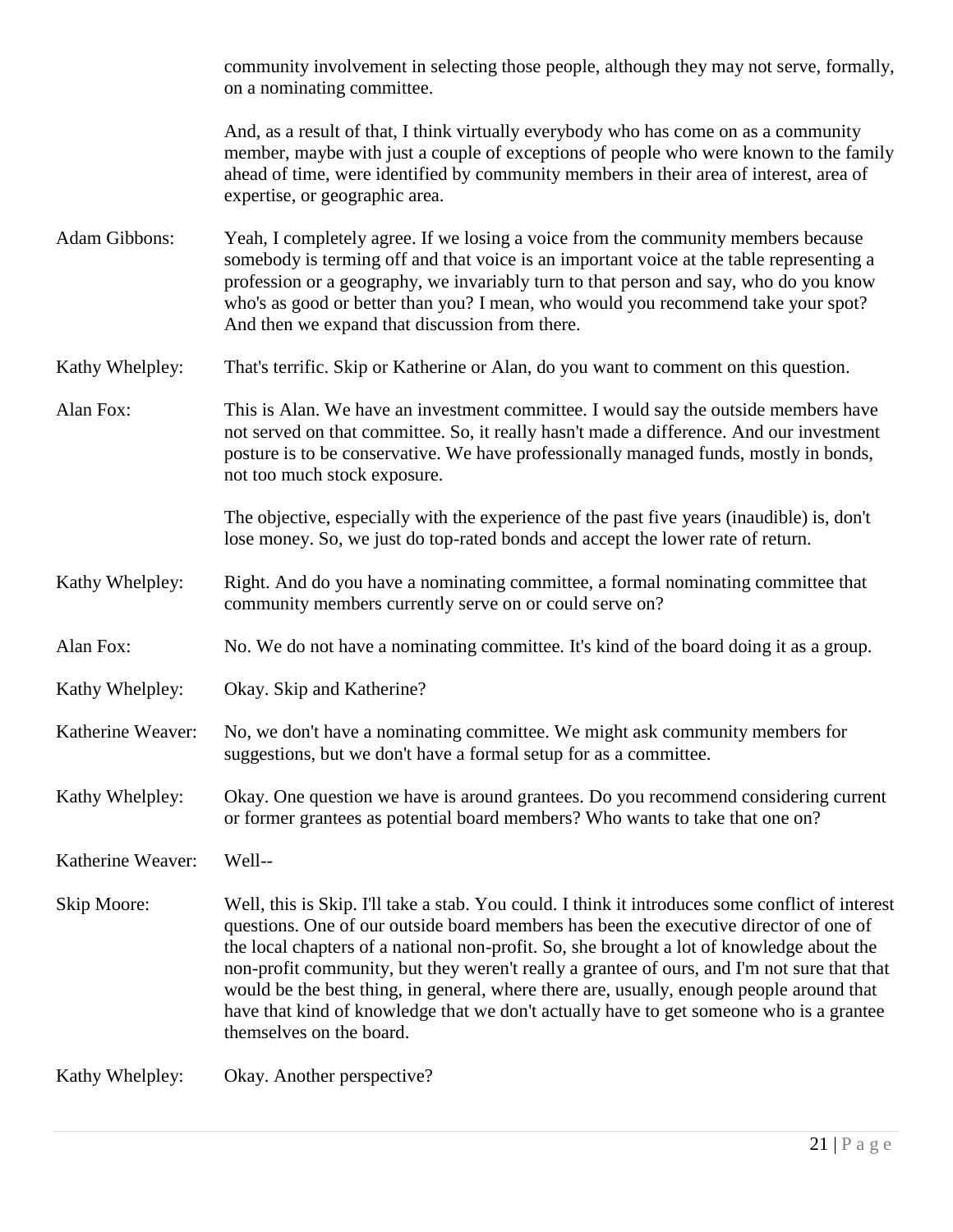community involvement in selecting those people, although they may not serve, formally, on a nominating committee.

And, as a result of that, I think virtually everybody who has come on as a community member, maybe with just a couple of exceptions of people who were known to the family ahead of time, were identified by community members in their area of interest, area of expertise, or geographic area.

**Adam Gibbons:** Yeah, I completely agree. If we losing a voice from the community members because somebody is terming off and that voice is an important voice at the table representing a profession or a geography, we invariably turn to that person and say, who do you know who's as good or better than you? I mean, who would you recommend take your spot? And then we expand that discussion from there.

**Kathy Whelpley:** That's terrific. Skip or Katherine or Alan, do you want to comment on this question.

**Alan Fox:** This is Alan. We have an investment committee. I would say the outside members have not served on that committee. So, it really hasn't made a difference. And our investment posture is to be conservative. We have professionally managed funds, mostly in bonds, not too much stock exposure.

The objective, especially with the experience of the past five years (inaudible) is, don't lose money. So, we just do top-rated bonds and accept the lower rate of return.

**Kathy Whelpley:** Right. And do you have a nominating committee, a formal nominating committee that community members currently serve on or could serve on?

**Alan Fox:** No. We do not have a nominating committee. It's kind of the board doing it as a group.

**Kathy Whelpley:** Okay. Skip and Katherine?

**Katherine Weaver:** No, we don't have a nominating committee. We might ask community members for suggestions, but we don't have a formal setup for as a committee.

**Kathy Whelpley:** Okay. One question we have is around grantees. Do you recommend considering current or former grantees as potential board members? Who wants to take that one on?

**Katherine Weaver:** Well--

**Skip Moore:** Well, this is Skip. I'll take a stab. You could. I think it introduces some conflict of interest questions. One of our outside board members has been the executive director of one of the local chapters of a national non-profit. So, she brought a lot of knowledge about the non-profit community, but they weren't really a grantee of ours, and I'm not sure that that would be the best thing, in general, where there are, usually, enough people around that have that kind of knowledge that we don't actually have to get someone who is a grantee themselves on the board.

**Kathy Whelpley:** Okay. Another perspective?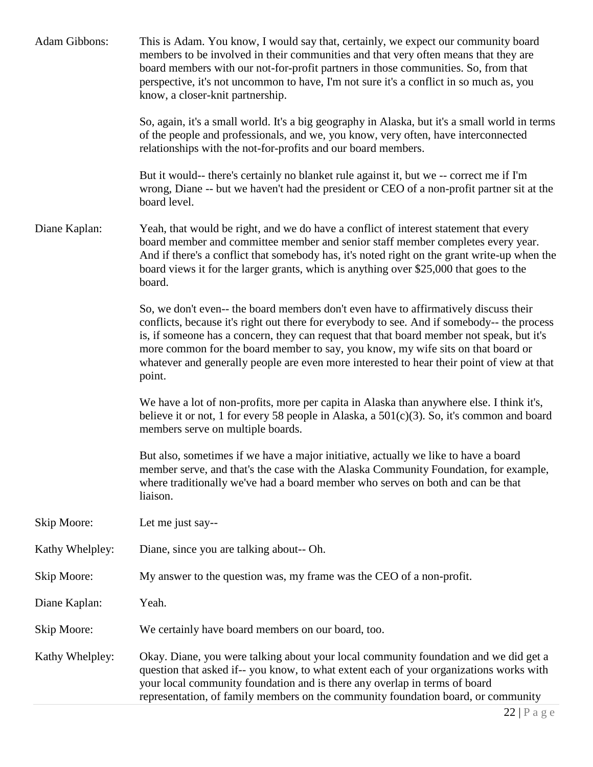Adam Gibbons: This is Adam. You know, I would say that, certainly, we expect our community board members to be involved in their communities and that very often means that they are board members with our not-for-profit partners in those communities. So, from that perspective, it's not uncommon to have, I'm not sure it's a conflict in so much as, you know, a closer-knit partnership.

So, again, it's a small world. It's a big geography in Alaska, but it's a small world in terms of the people and professionals, and we, you know, very often, have interconnected relationships with the not-for-profits and our board members.

But it would-- there's certainly no blanket rule against it, but we -- correct me if I'm wrong, Diane -- but we haven't had the president or CEO of a non-profit partner sit at the board level.

Diane Kaplan: Yeah, that would be right, and we do have a conflict of interest statement that every board member and committee member and senior staff member completes every year. And if there's a conflict that somebody has, it's noted right on the grant write-up when the board views it for the larger grants, which is anything over $25,000 that goes to the board.

So, we don't even-- the board members don't even have to affirmatively discuss their conflicts, because it's right out there for everybody to see. And if somebody-- the process is, if someone has a concern, they can request that that board member not speak, but it's more common for the board member to say, you know, my wife sits on that board or whatever and generally people are even more interested to hear their point of view at that point.

We have a lot of non-profits, more per capita in Alaska than anywhere else. I think it's, believe it or not, 1 for every 58 people in Alaska, a 501(c)(3). So, it's common and board members serve on multiple boards.

But also, sometimes if we have a major initiative, actually we like to have a board member serve, and that's the case with the Alaska Community Foundation, for example, where traditionally we've had a board member who serves on both and can be that liaison.

Skip Moore: Let me just say--

Kathy Whelpley: Diane, since you are talking about-- Oh.

Skip Moore: My answer to the question was, my frame was the CEO of a non-profit.

Diane Kaplan: Yeah.

Skip Moore: We certainly have board members on our board, too.

Kathy Whelpley: Okay. Diane, you were talking about your local community foundation and we did get a question that asked if-- you know, to what extent each of your organizations works with your local community foundation and is there any overlap in terms of board representation, of family members on the community foundation board, or community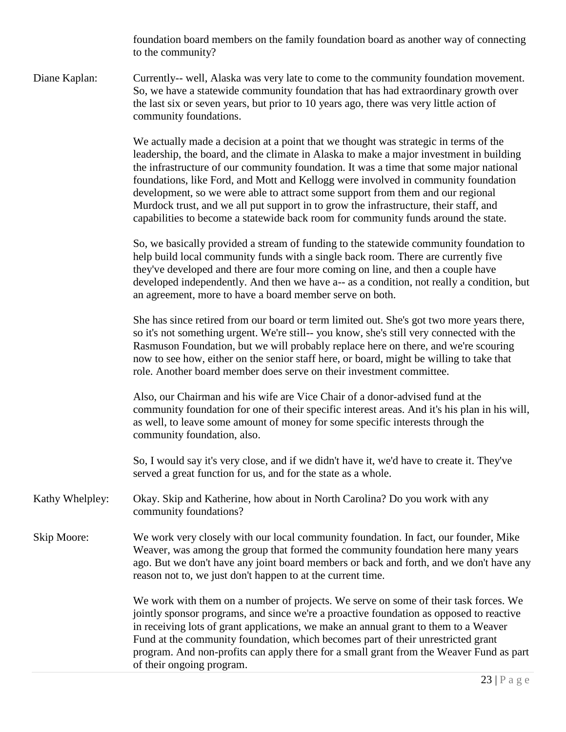foundation board members on the family foundation board as another way of connecting to the community?

Diane Kaplan: Currently-- well, Alaska was very late to come to the community foundation movement. So, we have a statewide community foundation that has had extraordinary growth over the last six or seven years, but prior to 10 years ago, there was very little action of community foundations.

We actually made a decision at a point that we thought was strategic in terms of the leadership, the board, and the climate in Alaska to make a major investment in building the infrastructure of our community foundation. It was a time that some major national foundations, like Ford, and Mott and Kellogg were involved in community foundation development, so we were able to attract some support from them and our regional Murdock trust, and we all put support in to grow the infrastructure, their staff, and capabilities to become a statewide back room for community funds around the state.

So, we basically provided a stream of funding to the statewide community foundation to help build local community funds with a single back room. There are currently five they've developed and there are four more coming on line, and then a couple have developed independently. And then we have a-- as a condition, not really a condition, but an agreement, more to have a board member serve on both.

She has since retired from our board or term limited out. She's got two more years there, so it's not something urgent. We're still-- you know, she's still very connected with the Rasmuson Foundation, but we will probably replace here on there, and we're scouring now to see how, either on the senior staff here, or board, might be willing to take that role. Another board member does serve on their investment committee.

Also, our Chairman and his wife are Vice Chair of a donor-advised fund at the community foundation for one of their specific interest areas. And it's his plan in his will, as well, to leave some amount of money for some specific interests through the community foundation, also.

So, I would say it's very close, and if we didn't have it, we'd have to create it. They've served a great function for us, and for the state as a whole.

Kathy Whelpley: Okay. Skip and Katherine, how about in North Carolina? Do you work with any community foundations?

Skip Moore: We work very closely with our local community foundation. In fact, our founder, Mike Weaver, was among the group that formed the community foundation here many years ago. But we don't have any joint board members or back and forth, and we don't have any reason not to, we just don't happen to at the current time.

We work with them on a number of projects. We serve on some of their task forces. We jointly sponsor programs, and since we're a proactive foundation as opposed to reactive in receiving lots of grant applications, we make an annual grant to them to a Weaver Fund at the community foundation, which becomes part of their unrestricted grant program. And non-profits can apply there for a small grant from the Weaver Fund as part of their ongoing program.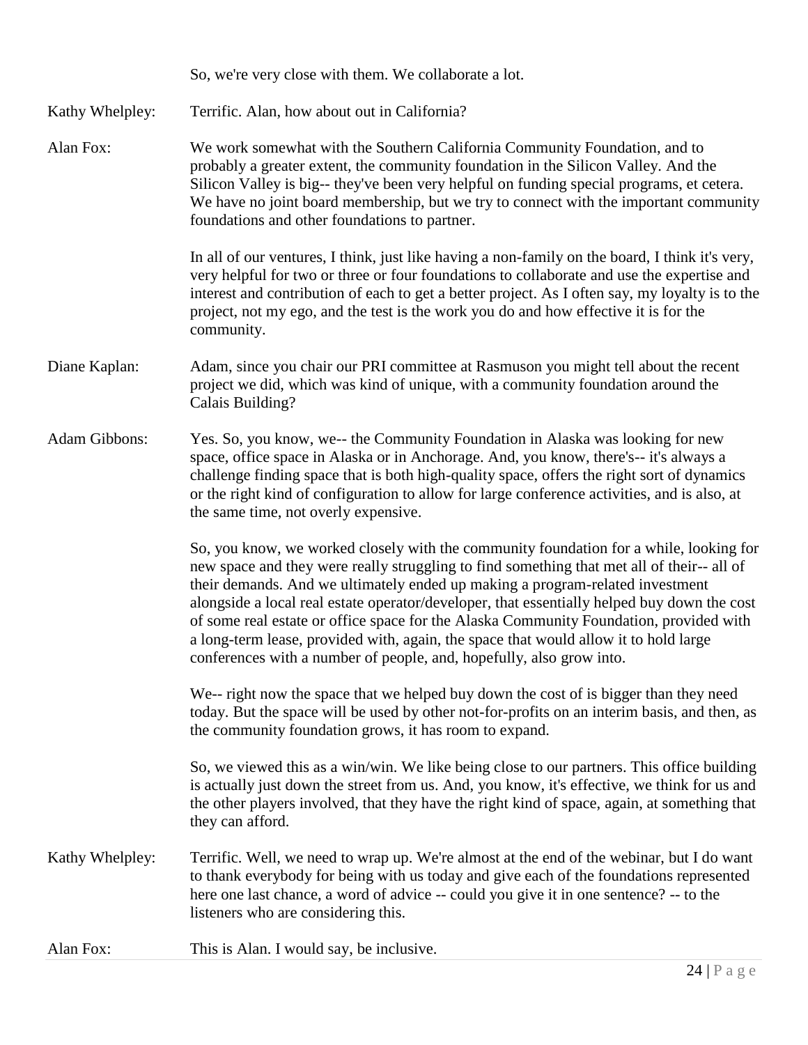So, we're very close with them. We collaborate a lot.

**Kathy Whelpley:** Terrific. Alan, how about out in California?

**Alan Fox:** We work somewhat with the Southern California Community Foundation, and to probably a greater extent, the community foundation in the Silicon Valley. And the Silicon Valley is big-- they've been very helpful on funding special programs, et cetera. We have no joint board membership, but we try to connect with the important community foundations and other foundations to partner.

In all of our ventures, I think, just like having a non-family on the board, I think it's very, very helpful for two or three or four foundations to collaborate and use the expertise and interest and contribution of each to get a better project. As I often say, my loyalty is to the project, not my ego, and the test is the work you do and how effective it is for the community.

**Diane Kaplan:** Adam, since you chair our PRI committee at Rasmuson you might tell about the recent project we did, which was kind of unique, with a community foundation around the Calais Building?

**Adam Gibbons:** Yes. So, you know, we-- the Community Foundation in Alaska was looking for new space, office space in Alaska or in Anchorage. And, you know, there's-- it's always a challenge finding space that is both high-quality space, offers the right sort of dynamics or the right kind of configuration to allow for large conference activities, and is also, at the same time, not overly expensive.

So, you know, we worked closely with the community foundation for a while, looking for new space and they were really struggling to find something that met all of their-- all of their demands. And we ultimately ended up making a program-related investment alongside a local real estate operator/developer, that essentially helped buy down the cost of some real estate or office space for the Alaska Community Foundation, provided with a long-term lease, provided with, again, the space that would allow it to hold large conferences with a number of people, and, hopefully, also grow into.

We-- right now the space that we helped buy down the cost of is bigger than they need today. But the space will be used by other not-for-profits on an interim basis, and then, as the community foundation grows, it has room to expand.

So, we viewed this as a win/win. We like being close to our partners. This office building is actually just down the street from us. And, you know, it's effective, we think for us and the other players involved, that they have the right kind of space, again, at something that they can afford.

**Kathy Whelpley:** Terrific. Well, we need to wrap up. We're almost at the end of the webinar, but I do want to thank everybody for being with us today and give each of the foundations represented here one last chance, a word of advice -- could you give it in one sentence? -- to the listeners who are considering this.

**Alan Fox:** This is Alan. I would say, be inclusive.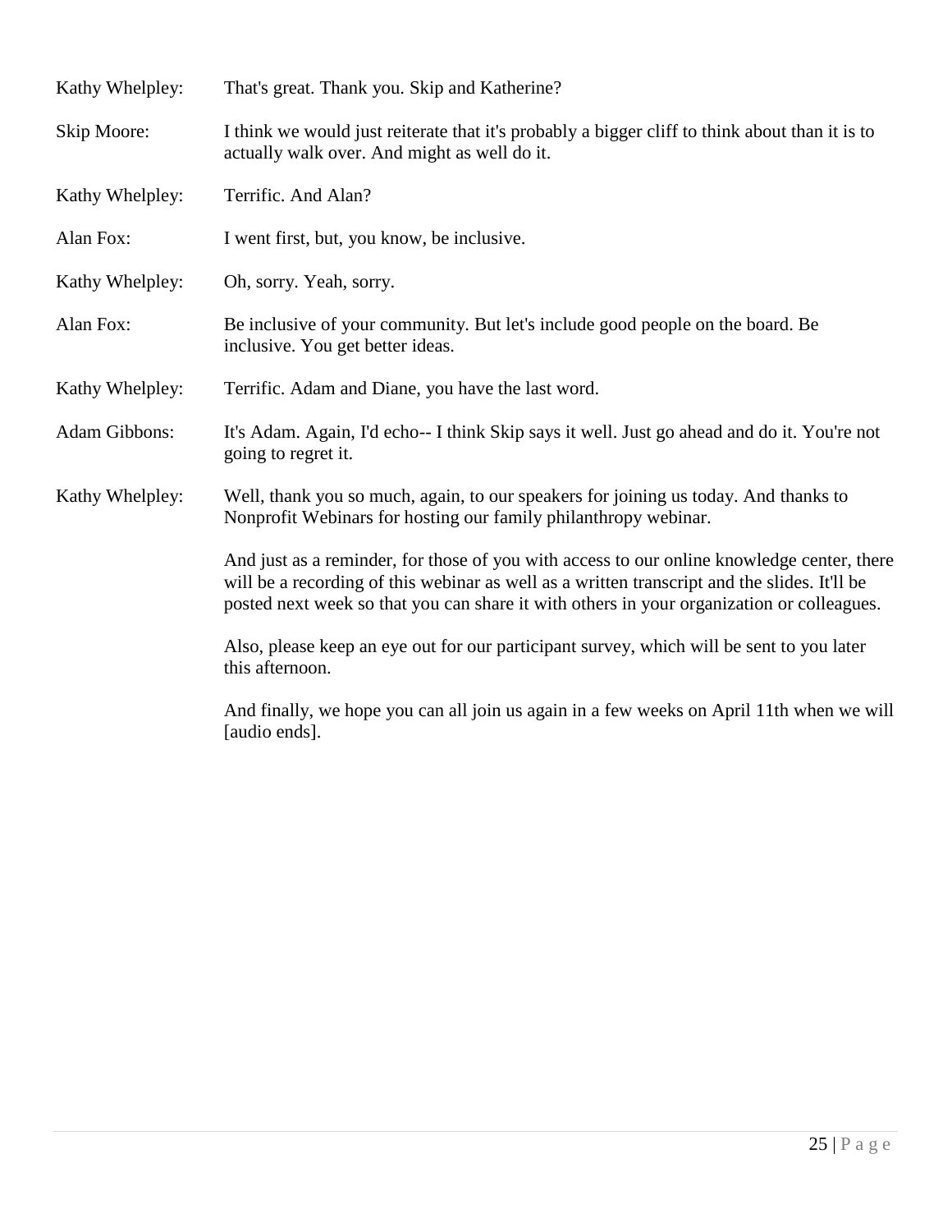Kathy Whelpley: That's great. Thank you. Skip and Katherine?

Skip Moore: I think we would just reiterate that it's probably a bigger cliff to think about than it is to actually walk over. And might as well do it.

Kathy Whelpley: Terrific. And Alan?

Alan Fox: I went first, but, you know, be inclusive.

Kathy Whelpley: Oh, sorry. Yeah, sorry.

Alan Fox: Be inclusive of your community. But let's include good people on the board. Be inclusive. You get better ideas.

Kathy Whelpley: Terrific. Adam and Diane, you have the last word.

Adam Gibbons: It's Adam. Again, I'd echo-- I think Skip says it well. Just go ahead and do it. You're not going to regret it.

Kathy Whelpley: Well, thank you so much, again, to our speakers for joining us today. And thanks to Nonprofit Webinars for hosting our family philanthropy webinar.

And just as a reminder, for those of you with access to our online knowledge center, there will be a recording of this webinar as well as a written transcript and the slides. It'll be posted next week so that you can share it with others in your organization or colleagues.

Also, please keep an eye out for our participant survey, which will be sent to you later this afternoon.

And finally, we hope you can all join us again in a few weeks on April 11th when we will [audio ends].